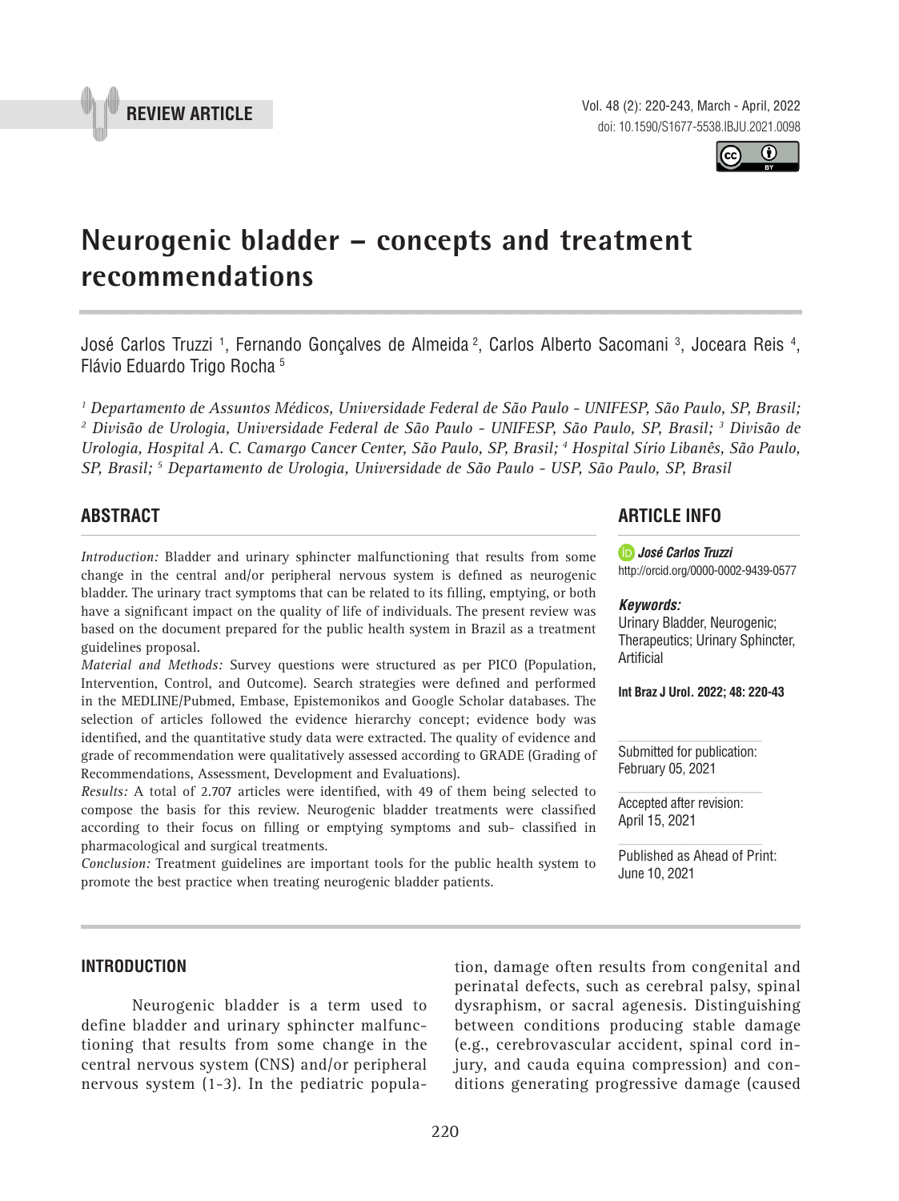REVIEW ARTICLE

# Neurogenic bladder – concepts and treatment recommendations

José Carlos Truzzi [1], Fernando Gonçalves de Almeida [2], Carlos Alberto Sacomani [3], Joceara Reis [4], Flávio Eduardo Trigo Rocha [5]

*[1] Departamento de Assuntos Médicos, Universidade Federal de São Paulo - UNIFESP, São Paulo, SP, Brasil; [2] Divisão de Urologia, Universidade Federal de São Paulo - UNIFESP, São Paulo, SP, Brasil; [3] Divisão de Urologia, Hospital A. C. Camargo Cancer Center, São Paulo, SP, Brasil; [4] Hospital Sírio Libanês, São Paulo, SP, Brasil; [5] Departamento de Urologia, Universidade de São Paulo - USP, São Paulo, SP, Brasil*

## ABSTRACT

*Introduction:* Bladder and urinary sphincter malfunctioning that results from some change in the central and/or peripheral nervous system is defined as neurogenic bladder. The urinary tract symptoms that can be related to its filling, emptying, or both have a significant impact on the quality of life of individuals. The present review was based on the document prepared for the public health system in Brazil as a treatment guidelines proposal.

*Material and Methods:* Survey questions were structured as per PICO (Population, Intervention, Control, and Outcome). Search strategies were defined and performed in the MEDLINE/Pubmed, Embase, Epistemonikos and Google Scholar databases. The selection of articles followed the evidence hierarchy concept; evidence body was identified, and the quantitative study data were extracted. The quality of evidence and grade of recommendation were qualitatively assessed according to GRADE (Grading of Recommendations, Assessment, Development and Evaluations).

*Results:* A total of 2.707 articles were identified, with 49 of them being selected to compose the basis for this review. Neurogenic bladder treatments were classified according to their focus on filling or emptying symptoms and sub- classified in pharmacological and surgical treatments.

*Conclusion:* Treatment guidelines are important tools for the public health system to promote the best practice when treating neurogenic bladder patients.

## ARTICLE INFO

***José Carlos Truzzi***
http://orcid.org/0000-0002-9439-0577

***Keywords:***
Urinary Bladder, Neurogenic; Therapeutics; Urinary Sphincter, Artificial

**Int Braz J Urol. 2022; 48: 220-43**

Submitted for publication: February 05, 2021

Accepted after revision: April 15, 2021

Published as Ahead of Print: June 10, 2021

## INTRODUCTION

Neurogenic bladder is a term used to define bladder and urinary sphincter malfunctioning that results from some change in the central nervous system (CNS) and/or peripheral nervous system (1-3). In the pediatric population, damage often results from congenital and perinatal defects, such as cerebral palsy, spinal dysraphism, or sacral agenesis. Distinguishing between conditions producing stable damage (e.g., cerebrovascular accident, spinal cord injury, and cauda equina compression) and conditions generating progressive damage (caused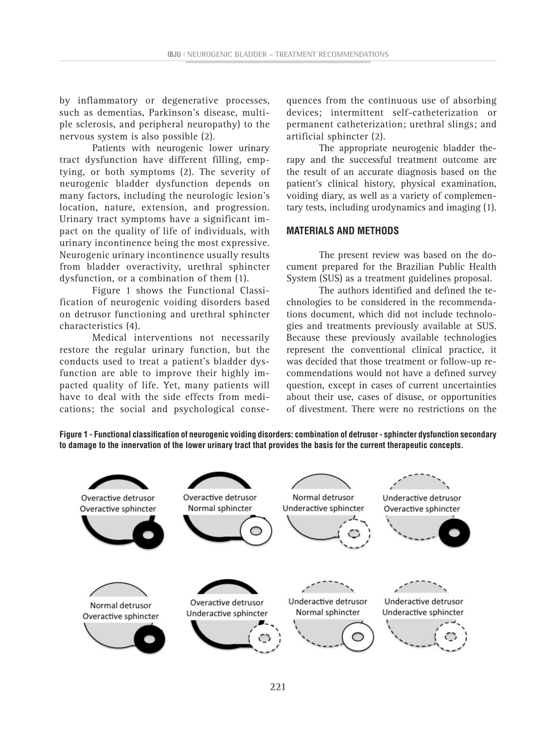by inflammatory or degenerative processes, such as dementias, Parkinson's disease, multiple sclerosis, and peripheral neuropathy) to the nervous system is also possible (2).

Patients with neurogenic lower urinary tract dysfunction have different filling, emptying, or both symptoms (2). The severity of neurogenic bladder dysfunction depends on many factors, including the neurologic lesion's location, nature, extension, and progression. Urinary tract symptoms have a significant impact on the quality of life of individuals, with urinary incontinence being the most expressive. Neurogenic urinary incontinence usually results from bladder overactivity, urethral sphincter dysfunction, or a combination of them (1).

Figure 1 shows the Functional Classification of neurogenic voiding disorders based on detrusor functioning and urethral sphincter characteristics (4).

Medical interventions not necessarily restore the regular urinary function, but the conducts used to treat a patient's bladder dysfunction are able to improve their highly impacted quality of life. Yet, many patients will have to deal with the side effects from medications; the social and psychological consequences from the continuous use of absorbing devices; intermittent self-catheterization or permanent catheterization; urethral slings; and artificial sphincter (2).

The appropriate neurogenic bladder therapy and the successful treatment outcome are the result of an accurate diagnosis based on the patient's clinical history, physical examination, voiding diary, as well as a variety of complementary tests, including urodynamics and imaging (1).

## MATERIALS AND METHODS

The present review was based on the document prepared for the Brazilian Public Health System (SUS) as a treatment guidelines proposal.

The authors identified and defined the technologies to be considered in the recommendations document, which did not include technologies and treatments previously available at SUS. Because these previously available technologies represent the conventional clinical practice, it was decided that those treatment or follow-up recommendations would not have a defined survey question, except in cases of current uncertainties about their use, cases of disuse, or opportunities of divestment. There were no restrictions on the

**Figure 1 - Functional classification of neurogenic voiding disorders: combination of detrusor - sphincter dysfunction secondary to damage to the innervation of the lower urinary tract that provides the basis for the current therapeutic concepts.**

Overactive detrusor Overactive sphincter | Overactive detrusor Normal sphincter | Normal detrusor Underactive sphincter | Underactive detrusor Overactive sphincter

Normal detrusor Overactive sphincter | Overactive detrusor Underactive sphincter | Underactive detrusor Normal sphincter | Underactive detrusor Underactive sphincter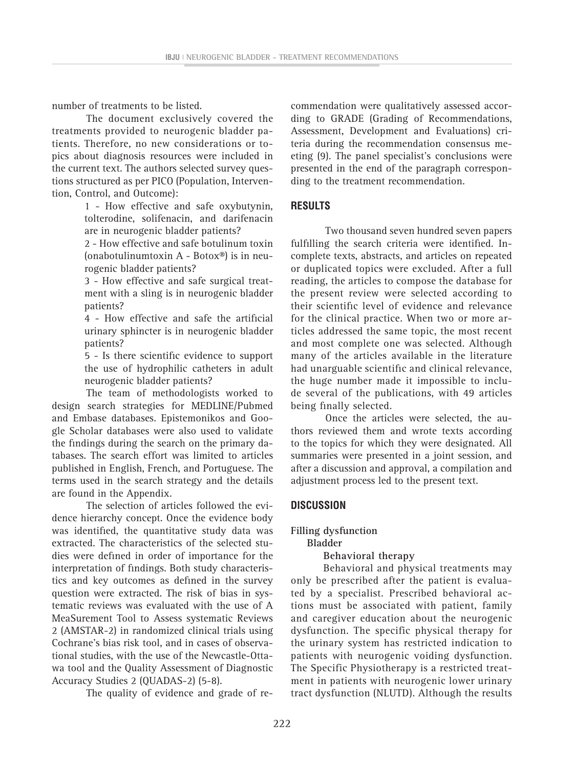number of treatments to be listed.

The document exclusively covered the treatments provided to neurogenic bladder patients. Therefore, no new considerations or topics about diagnosis resources were included in the current text. The authors selected survey questions structured as per PICO (Population, Intervention, Control, and Outcome):

1 - How effective and safe oxybutynin, tolterodine, solifenacin, and darifenacin are in neurogenic bladder patients?

2 - How effective and safe botulinum toxin (onabotulinumtoxin A - Botox®) is in neurogenic bladder patients?

3 - How effective and safe surgical treatment with a sling is in neurogenic bladder patients?

4 - How effective and safe the artificial urinary sphincter is in neurogenic bladder patients?

5 - Is there scientific evidence to support the use of hydrophilic catheters in adult neurogenic bladder patients?

The team of methodologists worked to design search strategies for MEDLINE/Pubmed and Embase databases. Epistemonikos and Google Scholar databases were also used to validate the findings during the search on the primary databases. The search effort was limited to articles published in English, French, and Portuguese. The terms used in the search strategy and the details are found in the Appendix.

The selection of articles followed the evidence hierarchy concept. Once the evidence body was identified, the quantitative study data was extracted. The characteristics of the selected studies were defined in order of importance for the interpretation of findings. Both study characteristics and key outcomes as defined in the survey question were extracted. The risk of bias in systematic reviews was evaluated with the use of A MeaSurement Tool to Assess systematic Reviews 2 (AMSTAR-2) in randomized clinical trials using Cochrane's bias risk tool, and in cases of observational studies, with the use of the Newcastle-Ottawa tool and the Quality Assessment of Diagnostic Accuracy Studies 2 (QUADAS-2) (5-8).

The quality of evidence and grade of recommendation were qualitatively assessed according to GRADE (Grading of Recommendations, Assessment, Development and Evaluations) criteria during the recommendation consensus meeting (9). The panel specialist's conclusions were presented in the end of the paragraph corresponding to the treatment recommendation.

## RESULTS

Two thousand seven hundred seven papers fulfilling the search criteria were identified. Incomplete texts, abstracts, and articles on repeated or duplicated topics were excluded. After a full reading, the articles to compose the database for the present review were selected according to their scientific level of evidence and relevance for the clinical practice. When two or more articles addressed the same topic, the most recent and most complete one was selected. Although many of the articles available in the literature had unarguable scientific and clinical relevance, the huge number made it impossible to include several of the publications, with 49 articles being finally selected.

Once the articles were selected, the authors reviewed them and wrote texts according to the topics for which they were designated. All summaries were presented in a joint session, and after a discussion and approval, a compilation and adjustment process led to the present text.

## DISCUSSION

### Filling dysfunction

#### Bladder

##### Behavioral therapy

Behavioral and physical treatments may only be prescribed after the patient is evaluated by a specialist. Prescribed behavioral actions must be associated with patient, family and caregiver education about the neurogenic dysfunction. The specific physical therapy for the urinary system has restricted indication to patients with neurogenic voiding dysfunction. The Specific Physiotherapy is a restricted treatment in patients with neurogenic lower urinary tract dysfunction (NLUTD). Although the results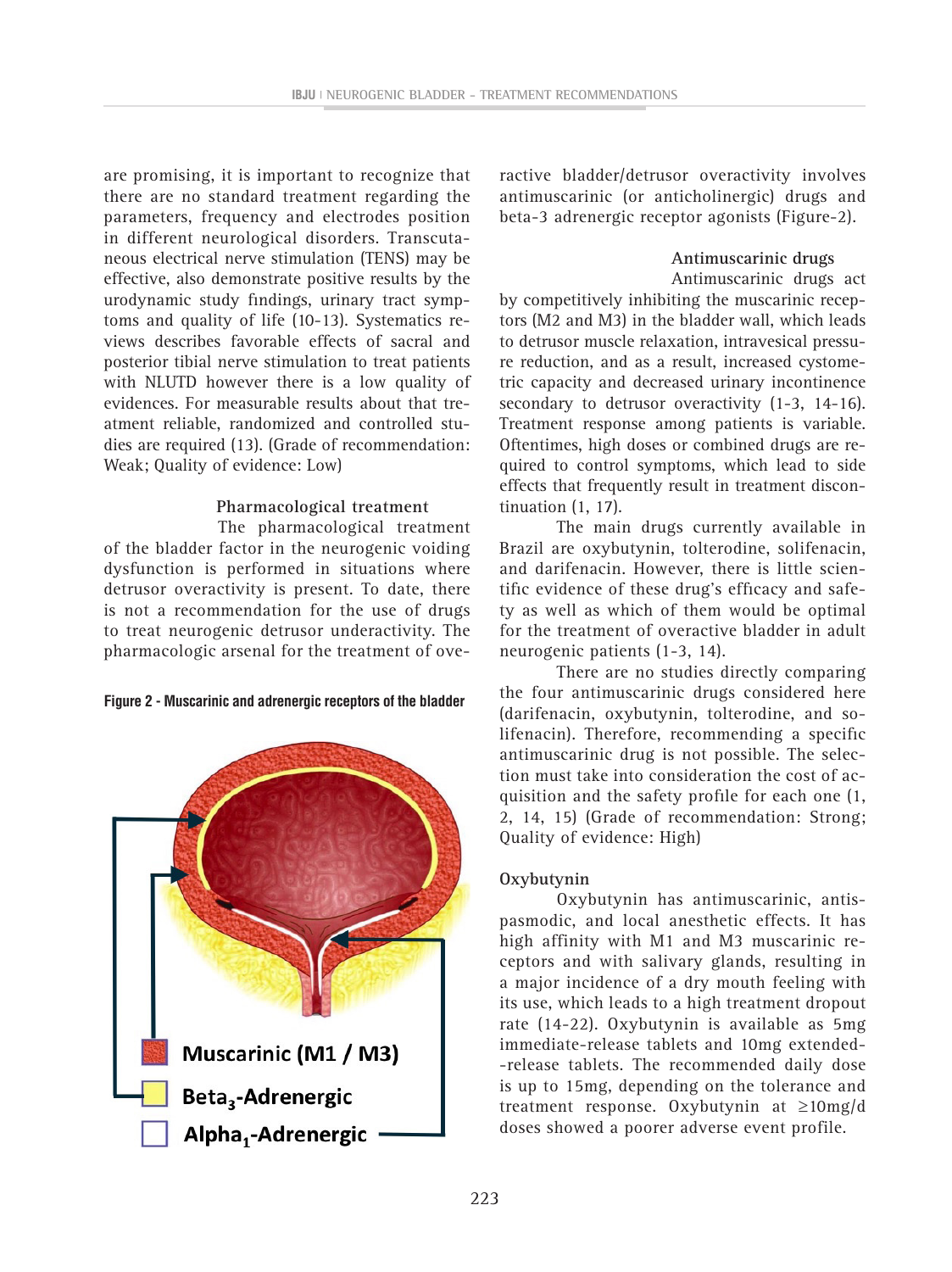are promising, it is important to recognize that there are no standard treatment regarding the parameters, frequency and electrodes position in different neurological disorders. Transcutaneous electrical nerve stimulation (TENS) may be effective, also demonstrate positive results by the urodynamic study findings, urinary tract symptoms and quality of life (10-13). Systematics reviews describes favorable effects of sacral and posterior tibial nerve stimulation to treat patients with NLUTD however there is a low quality of evidences. For measurable results about that treatment reliable, randomized and controlled studies are required (13). (Grade of recommendation: Weak; Quality of evidence: Low)

### Pharmacological treatment

The pharmacological treatment of the bladder factor in the neurogenic voiding dysfunction is performed in situations where detrusor overactivity is present. To date, there is not a recommendation for the use of drugs to treat neurogenic detrusor underactivity. The pharmacologic arsenal for the treatment of overactive bladder/detrusor overactivity involves antimuscarinic (or anticholinergic) drugs and beta-3 adrenergic receptor agonists (Figure-2).

**Figure 2 - Muscarinic and adrenergic receptors of the bladder**

Muscarinic (M1 / M3)

$Beta_3$-Adrenergic

$Alpha_1$-Adrenergic

### Antimuscarinic drugs

Antimuscarinic drugs act by competitively inhibiting the muscarinic receptors (M2 and M3) in the bladder wall, which leads to detrusor muscle relaxation, intravesical pressure reduction, and as a result, increased cystometric capacity and decreased urinary incontinence secondary to detrusor overactivity (1-3, 14-16). Treatment response among patients is variable. Oftentimes, high doses or combined drugs are required to control symptoms, which lead to side effects that frequently result in treatment discontinuation (1, 17).

The main drugs currently available in Brazil are oxybutynin, tolterodine, solifenacin, and darifenacin. However, there is little scientific evidence of these drug's efficacy and safety as well as which of them would be optimal for the treatment of overactive bladder in adult neurogenic patients (1-3, 14).

There are no studies directly comparing the four antimuscarinic drugs considered here (darifenacin, oxybutynin, tolterodine, and solifenacin). Therefore, recommending a specific antimuscarinic drug is not possible. The selection must take into consideration the cost of acquisition and the safety profile for each one (1, 2, 14, 15) (Grade of recommendation: Strong; Quality of evidence: High)

### Oxybutynin

Oxybutynin has antimuscarinic, antispasmodic, and local anesthetic effects. It has high affinity with M1 and M3 muscarinic receptors and with salivary glands, resulting in a major incidence of a dry mouth feeling with its use, which leads to a high treatment dropout rate (14-22). Oxybutynin is available as 5mg immediate-release tablets and 10mg extended-release tablets. The recommended daily dose is up to 15mg, depending on the tolerance and treatment response. Oxybutynin at ≥10mg/d doses showed a poorer adverse event profile.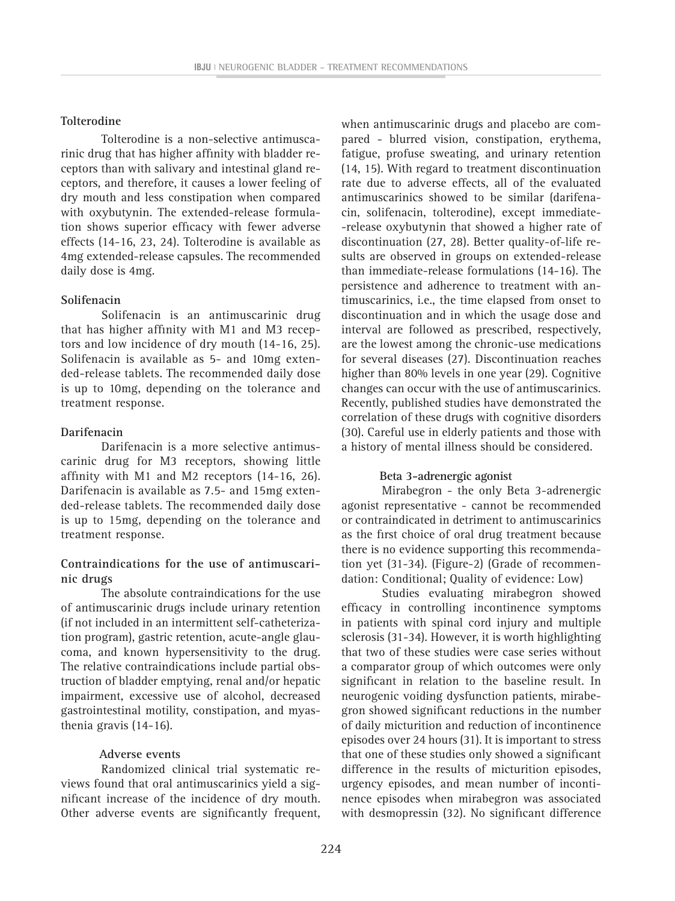**Tolterodine**

Tolterodine is a non-selective antimuscarinic drug that has higher affinity with bladder receptors than with salivary and intestinal gland receptors, and therefore, it causes a lower feeling of dry mouth and less constipation when compared with oxybutynin. The extended-release formulation shows superior efficacy with fewer adverse effects (14-16, 23, 24). Tolterodine is available as 4mg extended-release capsules. The recommended daily dose is 4mg.

**Solifenacin**

Solifenacin is an antimuscarinic drug that has higher affinity with M1 and M3 receptors and low incidence of dry mouth (14-16, 25). Solifenacin is available as 5- and 10mg extended-release tablets. The recommended daily dose is up to 10mg, depending on the tolerance and treatment response.

**Darifenacin**

Darifenacin is a more selective antimuscarinic drug for M3 receptors, showing little affinity with M1 and M2 receptors (14-16, 26). Darifenacin is available as 7.5- and 15mg extended-release tablets. The recommended daily dose is up to 15mg, depending on the tolerance and treatment response.

**Contraindications for the use of antimuscarinic drugs**

The absolute contraindications for the use of antimuscarinic drugs include urinary retention (if not included in an intermittent self-catheterization program), gastric retention, acute-angle glaucoma, and known hypersensitivity to the drug. The relative contraindications include partial obstruction of bladder emptying, renal and/or hepatic impairment, excessive use of alcohol, decreased gastrointestinal motility, constipation, and myasthenia gravis (14-16).

**Adverse events**

Randomized clinical trial systematic reviews found that oral antimuscarinics yield a significant increase of the incidence of dry mouth. Other adverse events are significantly frequent, when antimuscarinic drugs and placebo are compared - blurred vision, constipation, erythema, fatigue, profuse sweating, and urinary retention (14, 15). With regard to treatment discontinuation rate due to adverse effects, all of the evaluated antimuscarinics showed to be similar (darifenacin, solifenacin, tolterodine), except immediate-release oxybutynin that showed a higher rate of discontinuation (27, 28). Better quality-of-life results are observed in groups on extended-release than immediate-release formulations (14-16). The persistence and adherence to treatment with antimuscarinics, i.e., the time elapsed from onset to discontinuation and in which the usage dose and interval are followed as prescribed, respectively, are the lowest among the chronic-use medications for several diseases (27). Discontinuation reaches higher than 80% levels in one year (29). Cognitive changes can occur with the use of antimuscarinics. Recently, published studies have demonstrated the correlation of these drugs with cognitive disorders (30). Careful use in elderly patients and those with a history of mental illness should be considered.

**Beta 3-adrenergic agonist**

Mirabegron - the only Beta 3-adrenergic agonist representative - cannot be recommended or contraindicated in detriment to antimuscarinics as the first choice of oral drug treatment because there is no evidence supporting this recommendation yet (31-34). (Figure-2) (Grade of recommendation: Conditional; Quality of evidence: Low)

Studies evaluating mirabegron showed efficacy in controlling incontinence symptoms in patients with spinal cord injury and multiple sclerosis (31-34). However, it is worth highlighting that two of these studies were case series without a comparator group of which outcomes were only significant in relation to the baseline result. In neurogenic voiding dysfunction patients, mirabegron showed significant reductions in the number of daily micturition and reduction of incontinence episodes over 24 hours (31). It is important to stress that one of these studies only showed a significant difference in the results of micturition episodes, urgency episodes, and mean number of incontinence episodes when mirabegron was associated with desmopressin (32). No significant difference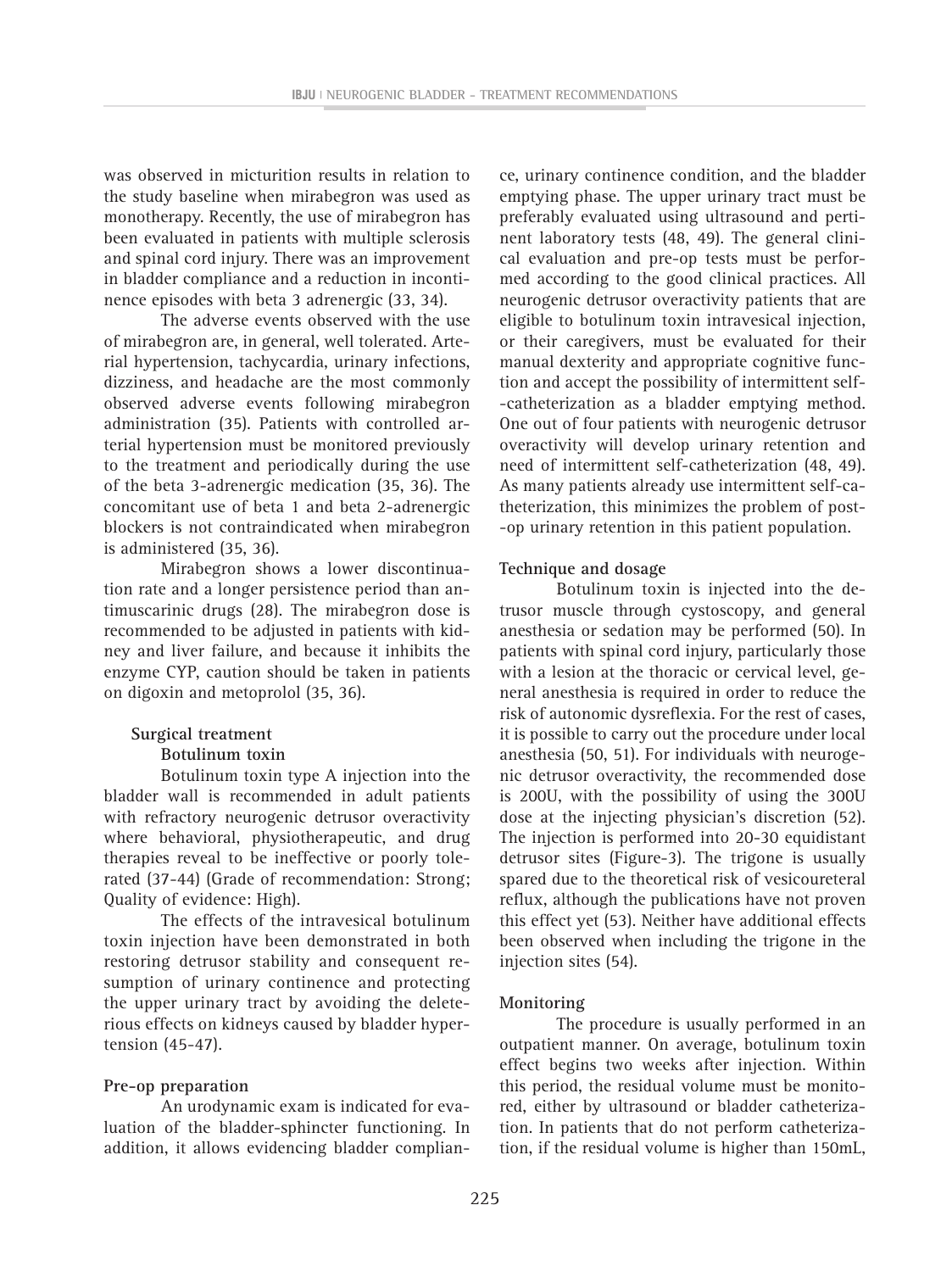was observed in micturition results in relation to the study baseline when mirabegron was used as monotherapy. Recently, the use of mirabegron has been evaluated in patients with multiple sclerosis and spinal cord injury. There was an improvement in bladder compliance and a reduction in incontinence episodes with beta 3 adrenergic (33, 34).

The adverse events observed with the use of mirabegron are, in general, well tolerated. Arterial hypertension, tachycardia, urinary infections, dizziness, and headache are the most commonly observed adverse events following mirabegron administration (35). Patients with controlled arterial hypertension must be monitored previously to the treatment and periodically during the use of the beta 3-adrenergic medication (35, 36). The concomitant use of beta 1 and beta 2-adrenergic blockers is not contraindicated when mirabegron is administered (35, 36).

Mirabegron shows a lower discontinuation rate and a longer persistence period than antimuscarinic drugs (28). The mirabegron dose is recommended to be adjusted in patients with kidney and liver failure, and because it inhibits the enzyme CYP, caution should be taken in patients on digoxin and metoprolol (35, 36).

## Surgical treatment

### Botulinum toxin

Botulinum toxin type A injection into the bladder wall is recommended in adult patients with refractory neurogenic detrusor overactivity where behavioral, physiotherapeutic, and drug therapies reveal to be ineffective or poorly tolerated (37-44) (Grade of recommendation: Strong; Quality of evidence: High).

The effects of the intravesical botulinum toxin injection have been demonstrated in both restoring detrusor stability and consequent resumption of urinary continence and protecting the upper urinary tract by avoiding the deleterious effects on kidneys caused by bladder hypertension (45-47).

#### Pre-op preparation

An urodynamic exam is indicated for evaluation of the bladder-sphincter functioning. In addition, it allows evidencing bladder compliance, urinary continence condition, and the bladder emptying phase. The upper urinary tract must be preferably evaluated using ultrasound and pertinent laboratory tests (48, 49). The general clinical evaluation and pre-op tests must be performed according to the good clinical practices. All neurogenic detrusor overactivity patients that are eligible to botulinum toxin intravesical injection, or their caregivers, must be evaluated for their manual dexterity and appropriate cognitive function and accept the possibility of intermittent self-catheterization as a bladder emptying method. One out of four patients with neurogenic detrusor overactivity will develop urinary retention and need of intermittent self-catheterization (48, 49). As many patients already use intermittent self-catheterization, this minimizes the problem of post-op urinary retention in this patient population.

#### Technique and dosage

Botulinum toxin is injected into the detrusor muscle through cystoscopy, and general anesthesia or sedation may be performed (50). In patients with spinal cord injury, particularly those with a lesion at the thoracic or cervical level, general anesthesia is required in order to reduce the risk of autonomic dysreflexia. For the rest of cases, it is possible to carry out the procedure under local anesthesia (50, 51). For individuals with neurogenic detrusor overactivity, the recommended dose is 200U, with the possibility of using the 300U dose at the injecting physician's discretion (52). The injection is performed into 20-30 equidistant detrusor sites (Figure-3). The trigone is usually spared due to the theoretical risk of vesicoureteral reflux, although the publications have not proven this effect yet (53). Neither have additional effects been observed when including the trigone in the injection sites (54).

#### Monitoring

The procedure is usually performed in an outpatient manner. On average, botulinum toxin effect begins two weeks after injection. Within this period, the residual volume must be monitored, either by ultrasound or bladder catheterization. In patients that do not perform catheterization, if the residual volume is higher than 150mL,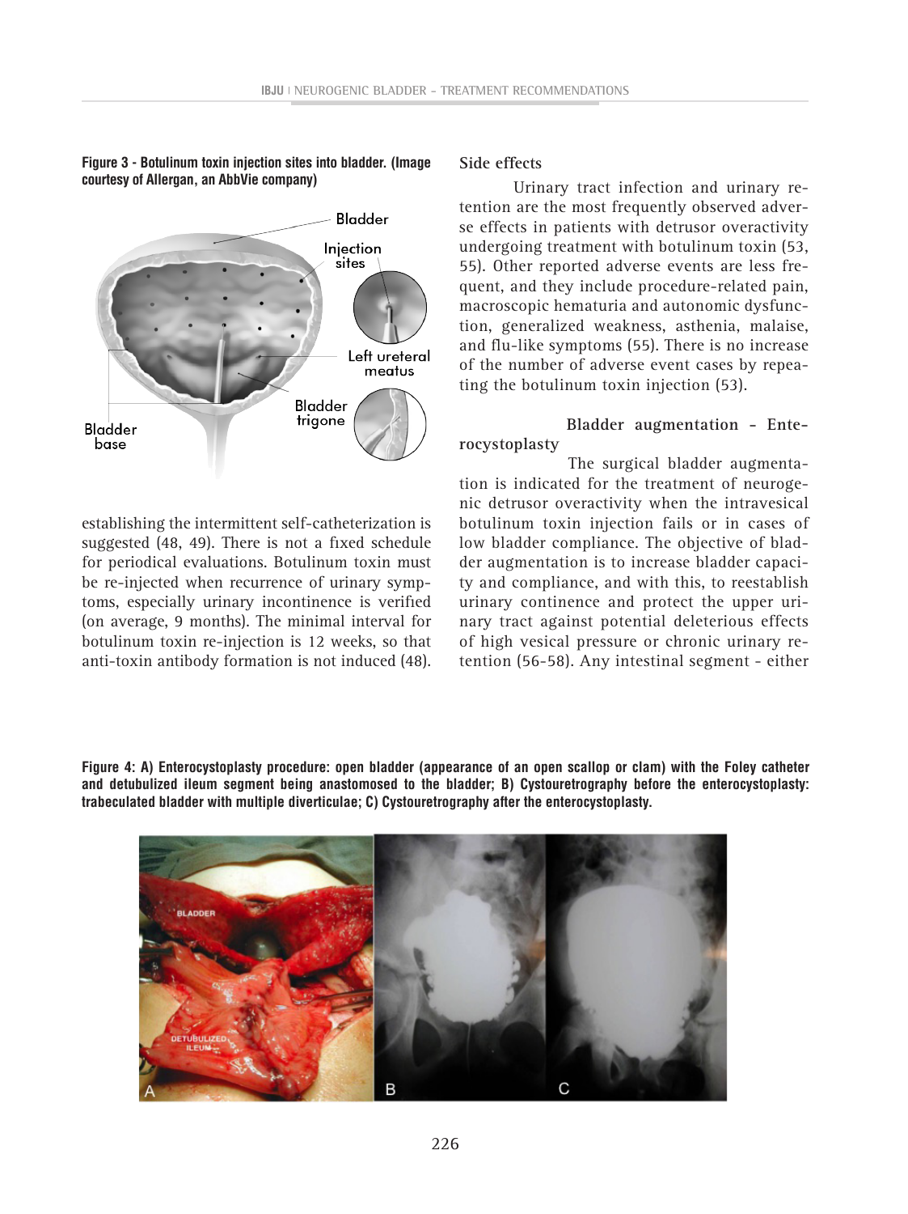**Figure 3 - Botulinum toxin injection sites into bladder. (Image courtesy of Allergan, an AbbVie company)**

establishing the intermittent self-catheterization is suggested (48, 49). There is not a fixed schedule for periodical evaluations. Botulinum toxin must be re-injected when recurrence of urinary symptoms, especially urinary incontinence is verified (on average, 9 months). The minimal interval for botulinum toxin re-injection is 12 weeks, so that anti-toxin antibody formation is not induced (48).

### Side effects

Urinary tract infection and urinary retention are the most frequently observed adverse effects in patients with detrusor overactivity undergoing treatment with botulinum toxin (53, 55). Other reported adverse events are less frequent, and they include procedure-related pain, macroscopic hematuria and autonomic dysfunction, generalized weakness, asthenia, malaise, and flu-like symptoms (55). There is no increase of the number of adverse event cases by repeating the botulinum toxin injection (53).

### Bladder augmentation - Enterocystoplasty

The surgical bladder augmentation is indicated for the treatment of neurogenic detrusor overactivity when the intravesical botulinum toxin injection fails or in cases of low bladder compliance. The objective of bladder augmentation is to increase bladder capacity and compliance, and with this, to reestablish urinary continence and protect the upper urinary tract against potential deleterious effects of high vesical pressure or chronic urinary retention (56-58). Any intestinal segment - either

**Figure 4: A) Enterocystoplasty procedure: open bladder (appearance of an open scallop or clam) with the Foley catheter and detubulized ileum segment being anastomosed to the bladder; B) Cystouretrography before the enterocystoplasty: trabeculated bladder with multiple diverticulae; C) Cystouretrography after the enterocystoplasty.**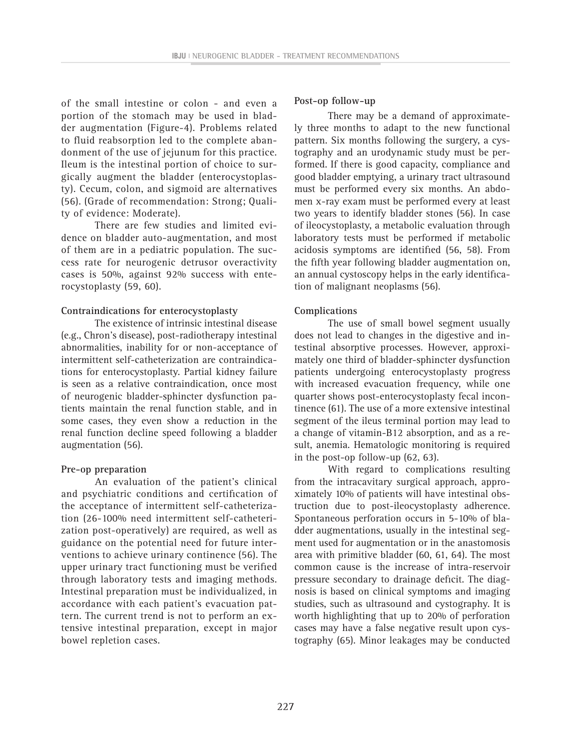of the small intestine or colon - and even a portion of the stomach may be used in bladder augmentation (Figure-4). Problems related to fluid reabsorption led to the complete abandonment of the use of jejunum for this practice. Ileum is the intestinal portion of choice to surgically augment the bladder (enterocystoplasty). Cecum, colon, and sigmoid are alternatives (56). (Grade of recommendation: Strong; Quality of evidence: Moderate).

There are few studies and limited evidence on bladder auto-augmentation, and most of them are in a pediatric population. The success rate for neurogenic detrusor overactivity cases is 50%, against 92% success with enterocystoplasty (59, 60).

**Contraindications for enterocystoplasty**

The existence of intrinsic intestinal disease (e.g., Chron's disease), post-radiotherapy intestinal abnormalities, inability for or non-acceptance of intermittent self-catheterization are contraindications for enterocystoplasty. Partial kidney failure is seen as a relative contraindication, once most of neurogenic bladder-sphincter dysfunction patients maintain the renal function stable, and in some cases, they even show a reduction in the renal function decline speed following a bladder augmentation (56).

**Pre-op preparation**

An evaluation of the patient's clinical and psychiatric conditions and certification of the acceptance of intermittent self-catheterization (26-100% need intermittent self-catheterization post-operatively) are required, as well as guidance on the potential need for future interventions to achieve urinary continence (56). The upper urinary tract functioning must be verified through laboratory tests and imaging methods. Intestinal preparation must be individualized, in accordance with each patient's evacuation pattern. The current trend is not to perform an extensive intestinal preparation, except in major bowel repletion cases.

**Post-op follow-up**

There may be a demand of approximately three months to adapt to the new functional pattern. Six months following the surgery, a cystography and an urodynamic study must be performed. If there is good capacity, compliance and good bladder emptying, a urinary tract ultrasound must be performed every six months. An abdomen x-ray exam must be performed every at least two years to identify bladder stones (56). In case of ileocystoplasty, a metabolic evaluation through laboratory tests must be performed if metabolic acidosis symptoms are identified (56, 58). From the fifth year following bladder augmentation on, an annual cystoscopy helps in the early identification of malignant neoplasms (56).

**Complications**

The use of small bowel segment usually does not lead to changes in the digestive and intestinal absorptive processes. However, approximately one third of bladder-sphincter dysfunction patients undergoing enterocystoplasty progress with increased evacuation frequency, while one quarter shows post-enterocystoplasty fecal incontinence (61). The use of a more extensive intestinal segment of the ileus terminal portion may lead to a change of vitamin-B12 absorption, and as a result, anemia. Hematologic monitoring is required in the post-op follow-up (62, 63).

With regard to complications resulting from the intracavitary surgical approach, approximately 10% of patients will have intestinal obstruction due to post-ileocystoplasty adherence. Spontaneous perforation occurs in 5-10% of bladder augmentations, usually in the intestinal segment used for augmentation or in the anastomosis area with primitive bladder (60, 61, 64). The most common cause is the increase of intra-reservoir pressure secondary to drainage deficit. The diagnosis is based on clinical symptoms and imaging studies, such as ultrasound and cystography. It is worth highlighting that up to 20% of perforation cases may have a false negative result upon cystography (65). Minor leakages may be conducted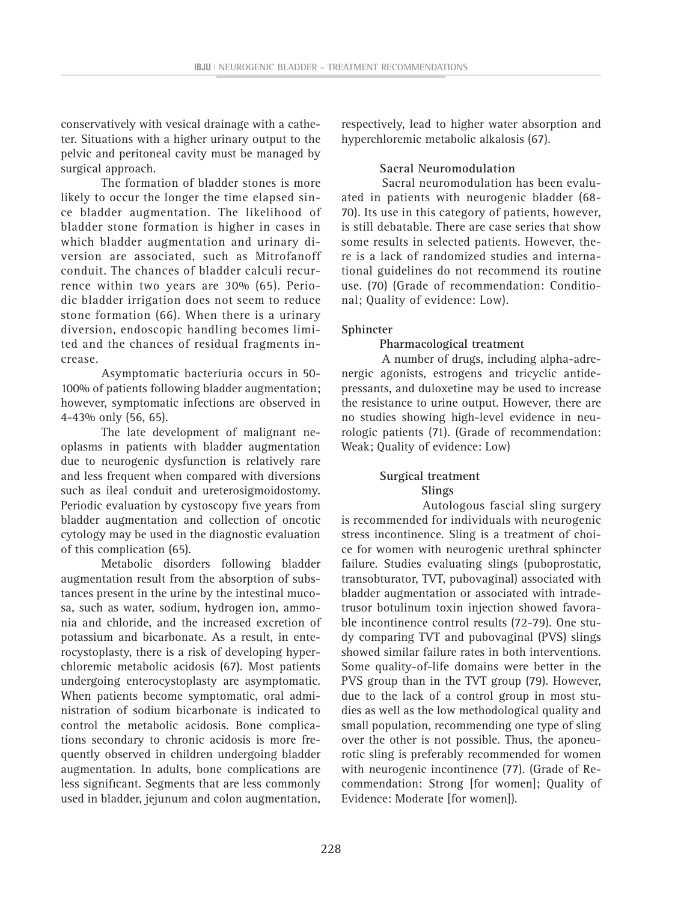conservatively with vesical drainage with a catheter. Situations with a higher urinary output to the pelvic and peritoneal cavity must be managed by surgical approach.

The formation of bladder stones is more likely to occur the longer the time elapsed since bladder augmentation. The likelihood of bladder stone formation is higher in cases in which bladder augmentation and urinary diversion are associated, such as Mitrofanoff conduit. The chances of bladder calculi recurrence within two years are 30% (65). Periodic bladder irrigation does not seem to reduce stone formation (66). When there is a urinary diversion, endoscopic handling becomes limited and the chances of residual fragments increase.

Asymptomatic bacteriuria occurs in 50-100% of patients following bladder augmentation; however, symptomatic infections are observed in 4-43% only (56, 65).

The late development of malignant neoplasms in patients with bladder augmentation due to neurogenic dysfunction is relatively rare and less frequent when compared with diversions such as ileal conduit and ureterosigmoidostomy. Periodic evaluation by cystoscopy five years from bladder augmentation and collection of oncotic cytology may be used in the diagnostic evaluation of this complication (65).

Metabolic disorders following bladder augmentation result from the absorption of substances present in the urine by the intestinal mucosa, such as water, sodium, hydrogen ion, ammonia and chloride, and the increased excretion of potassium and bicarbonate. As a result, in enterocystoplasty, there is a risk of developing hyperchloremic metabolic acidosis (67). Most patients undergoing enterocystoplasty are asymptomatic. When patients become symptomatic, oral administration of sodium bicarbonate is indicated to control the metabolic acidosis. Bone complications secondary to chronic acidosis is more frequently observed in children undergoing bladder augmentation. In adults, bone complications are less significant. Segments that are less commonly used in bladder, jejunum and colon augmentation, respectively, lead to higher water absorption and hyperchloremic metabolic alkalosis (67).

#### Sacral Neuromodulation

Sacral neuromodulation has been evaluated in patients with neurogenic bladder (68-70). Its use in this category of patients, however, is still debatable. There are case series that show some results in selected patients. However, there is a lack of randomized studies and international guidelines do not recommend its routine use. (70) (Grade of recommendation: Conditional; Quality of evidence: Low).

### Sphincter

#### Pharmacological treatment

A number of drugs, including alpha-adrenergic agonists, estrogens and tricyclic antidepressants, and duloxetine may be used to increase the resistance to urine output. However, there are no studies showing high-level evidence in neurologic patients (71). (Grade of recommendation: Weak; Quality of evidence: Low)

#### Surgical treatment

##### Slings

Autologous fascial sling surgery is recommended for individuals with neurogenic stress incontinence. Sling is a treatment of choice for women with neurogenic urethral sphincter failure. Studies evaluating slings (puboprostatic, transobturator, TVT, pubovaginal) associated with bladder augmentation or associated with intradetrusor botulinum toxin injection showed favorable incontinence control results (72-79). One study comparing TVT and pubovaginal (PVS) slings showed similar failure rates in both interventions. Some quality-of-life domains were better in the PVS group than in the TVT group (79). However, due to the lack of a control group in most studies as well as the low methodological quality and small population, recommending one type of sling over the other is not possible. Thus, the aponeurotic sling is preferably recommended for women with neurogenic incontinence (77). (Grade of Recommendation: Strong [for women]; Quality of Evidence: Moderate [for women]).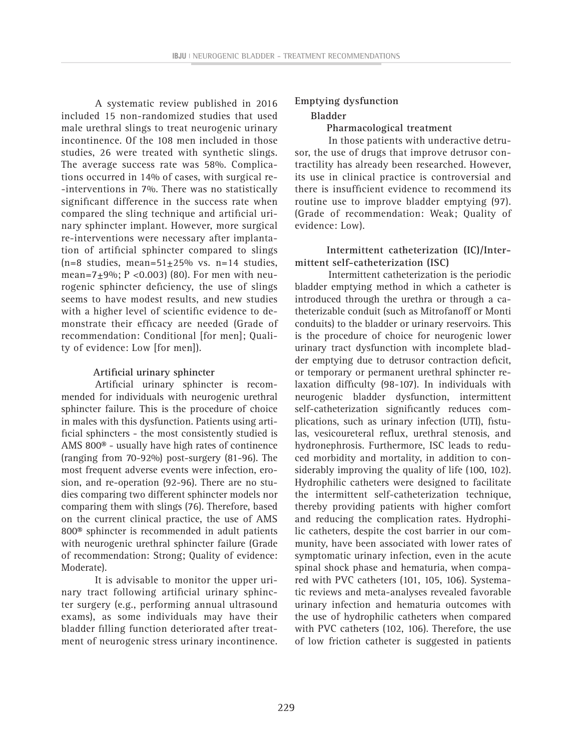A systematic review published in 2016 included 15 non-randomized studies that used male urethral slings to treat neurogenic urinary incontinence. Of the 108 men included in those studies, 26 were treated with synthetic slings. The average success rate was 58%. Complications occurred in 14% of cases, with surgical re-interventions in 7%. There was no statistically significant difference in the success rate when compared the sling technique and artificial urinary sphincter implant. However, more surgical re-interventions were necessary after implantation of artificial sphincter compared to slings (n=8 studies, mean=51±25% vs. n=14 studies, mean=7±9%; P <0.003) (80). For men with neurogenic sphincter deficiency, the use of slings seems to have modest results, and new studies with a higher level of scientific evidence to demonstrate their efficacy are needed (Grade of recommendation: Conditional [for men]; Quality of evidence: Low [for men]).

#### Artificial urinary sphincter

Artificial urinary sphincter is recommended for individuals with neurogenic urethral sphincter failure. This is the procedure of choice in males with this dysfunction. Patients using artificial sphincters - the most consistently studied is AMS 800® - usually have high rates of continence (ranging from 70-92%) post-surgery (81-96). The most frequent adverse events were infection, erosion, and re-operation (92-96). There are no studies comparing two different sphincter models nor comparing them with slings (76). Therefore, based on the current clinical practice, the use of AMS 800® sphincter is recommended in adult patients with neurogenic urethral sphincter failure (Grade of recommendation: Strong; Quality of evidence: Moderate).

It is advisable to monitor the upper urinary tract following artificial urinary sphincter surgery (e.g., performing annual ultrasound exams), as some individuals may have their bladder filling function deteriorated after treatment of neurogenic stress urinary incontinence.

## Emptying dysfunction

### Bladder

#### Pharmacological treatment

In those patients with underactive detrusor, the use of drugs that improve detrusor contractility has already been researched. However, its use in clinical practice is controversial and there is insufficient evidence to recommend its routine use to improve bladder emptying (97). (Grade of recommendation: Weak; Quality of evidence: Low).

#### Intermittent catheterization (IC)/Intermittent self-catheterization (ISC)

Intermittent catheterization is the periodic bladder emptying method in which a catheter is introduced through the urethra or through a catheterizable conduit (such as Mitrofanoff or Monti conduits) to the bladder or urinary reservoirs. This is the procedure of choice for neurogenic lower urinary tract dysfunction with incomplete bladder emptying due to detrusor contraction deficit, or temporary or permanent urethral sphincter relaxation difficulty (98-107). In individuals with neurogenic bladder dysfunction, intermittent self-catheterization significantly reduces complications, such as urinary infection (UTI), fistulas, vesicoureteral reflux, urethral stenosis, and hydronephrosis. Furthermore, ISC leads to reduced morbidity and mortality, in addition to considerably improving the quality of life (100, 102). Hydrophilic catheters were designed to facilitate the intermittent self-catheterization technique, thereby providing patients with higher comfort and reducing the complication rates. Hydrophilic catheters, despite the cost barrier in our community, have been associated with lower rates of symptomatic urinary infection, even in the acute spinal shock phase and hematuria, when compared with PVC catheters (101, 105, 106). Systematic reviews and meta-analyses revealed favorable urinary infection and hematuria outcomes with the use of hydrophilic catheters when compared with PVC catheters (102, 106). Therefore, the use of low friction catheter is suggested in patients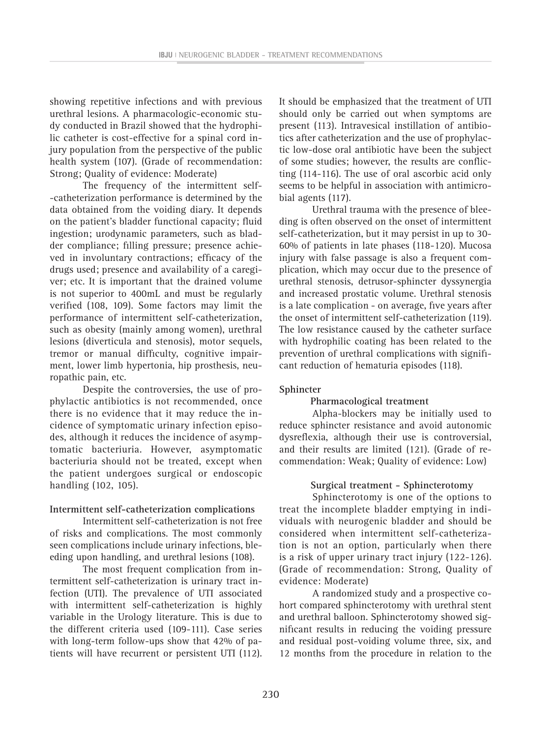showing repetitive infections and with previous urethral lesions. A pharmacologic-economic study conducted in Brazil showed that the hydrophilic catheter is cost-effective for a spinal cord injury population from the perspective of the public health system (107). (Grade of recommendation: Strong; Quality of evidence: Moderate)

The frequency of the intermittent self-catheterization performance is determined by the data obtained from the voiding diary. It depends on the patient's bladder functional capacity; fluid ingestion; urodynamic parameters, such as bladder compliance; filling pressure; presence achieved in involuntary contractions; efficacy of the drugs used; presence and availability of a caregiver; etc. It is important that the drained volume is not superior to 400mL and must be regularly verified (108, 109). Some factors may limit the performance of intermittent self-catheterization, such as obesity (mainly among women), urethral lesions (diverticula and stenosis), motor sequels, tremor or manual difficulty, cognitive impairment, lower limb hypertonia, hip prosthesis, neuropathic pain, etc.

Despite the controversies, the use of prophylactic antibiotics is not recommended, once there is no evidence that it may reduce the incidence of symptomatic urinary infection episodes, although it reduces the incidence of asymptomatic bacteriuria. However, asymptomatic bacteriuria should not be treated, except when the patient undergoes surgical or endoscopic handling (102, 105).

**Intermittent self-catheterization complications**

Intermittent self-catheterization is not free of risks and complications. The most commonly seen complications include urinary infections, bleeding upon handling, and urethral lesions (108).

The most frequent complication from intermittent self-catheterization is urinary tract infection (UTI). The prevalence of UTI associated with intermittent self-catheterization is highly variable in the Urology literature. This is due to the different criteria used (109-111). Case series with long-term follow-ups show that 42% of patients will have recurrent or persistent UTI (112). It should be emphasized that the treatment of UTI should only be carried out when symptoms are present (113). Intravesical instillation of antibiotics after catheterization and the use of prophylactic low-dose oral antibiotic have been the subject of some studies; however, the results are conflicting (114-116). The use of oral ascorbic acid only seems to be helpful in association with antimicrobial agents (117).

Urethral trauma with the presence of bleeding is often observed on the onset of intermittent self-catheterization, but it may persist in up to 30-60% of patients in late phases (118-120). Mucosa injury with false passage is also a frequent complication, which may occur due to the presence of urethral stenosis, detrusor-sphincter dyssynergia and increased prostatic volume. Urethral stenosis is a late complication - on average, five years after the onset of intermittent self-catheterization (119). The low resistance caused by the catheter surface with hydrophilic coating has been related to the prevention of urethral complications with significant reduction of hematuria episodes (118).

**Sphincter**

**Pharmacological treatment**

Alpha-blockers may be initially used to reduce sphincter resistance and avoid autonomic dysreflexia, although their use is controversial, and their results are limited (121). (Grade of recommendation: Weak; Quality of evidence: Low)

**Surgical treatment - Sphincterotomy**

Sphincterotomy is one of the options to treat the incomplete bladder emptying in individuals with neurogenic bladder and should be considered when intermittent self-catheterization is not an option, particularly when there is a risk of upper urinary tract injury (122-126). (Grade of recommendation: Strong, Quality of evidence: Moderate)

A randomized study and a prospective cohort compared sphincterotomy with urethral stent and urethral balloon. Sphincterotomy showed significant results in reducing the voiding pressure and residual post-voiding volume three, six, and 12 months from the procedure in relation to the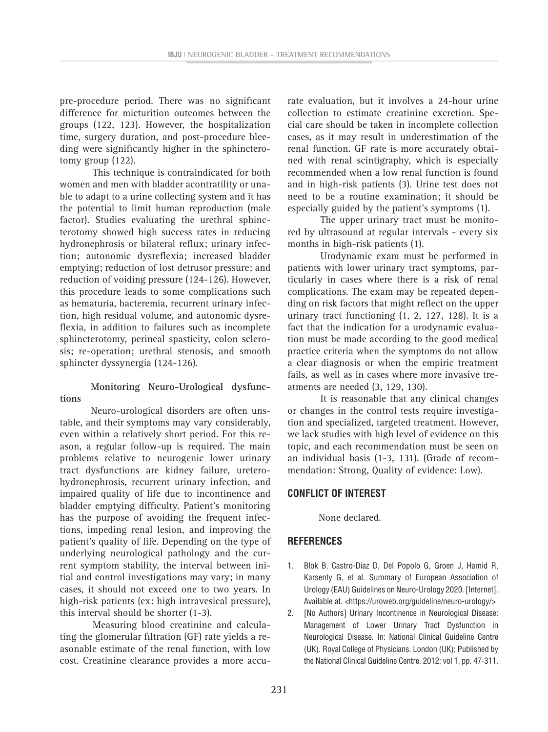pre-procedure period. There was no significant difference for micturition outcomes between the groups (122, 123). However, the hospitalization time, surgery duration, and post-procedure bleeding were significantly higher in the sphincterotomy group (122).

This technique is contraindicated for both women and men with bladder acontratility or unable to adapt to a urine collecting system and it has the potential to limit human reproduction (male factor). Studies evaluating the urethral sphincterotomy showed high success rates in reducing hydronephrosis or bilateral reflux; urinary infection; autonomic dysreflexia; increased bladder emptying; reduction of lost detrusor pressure; and reduction of voiding pressure (124-126). However, this procedure leads to some complications such as hematuria, bacteremia, recurrent urinary infection, high residual volume, and autonomic dysreflexia, in addition to failures such as incomplete sphincterotomy, perineal spasticity, colon sclerosis; re-operation; urethral stenosis, and smooth sphincter dyssynergia (124-126).

**Monitoring Neuro-Urological dysfunctions**

Neuro-urological disorders are often unstable, and their symptoms may vary considerably, even within a relatively short period. For this reason, a regular follow-up is required. The main problems relative to neurogenic lower urinary tract dysfunctions are kidney failure, ureterohydronephrosis, recurrent urinary infection, and impaired quality of life due to incontinence and bladder emptying difficulty. Patient's monitoring has the purpose of avoiding the frequent infections, impeding renal lesion, and improving the patient's quality of life. Depending on the type of underlying neurological pathology and the current symptom stability, the interval between initial and control investigations may vary; in many cases, it should not exceed one to two years. In high-risk patients (ex: high intravesical pressure), this interval should be shorter (1-3).

Measuring blood creatinine and calculating the glomerular filtration (GF) rate yields a reasonable estimate of the renal function, with low cost. Creatinine clearance provides a more accurate evaluation, but it involves a 24-hour urine collection to estimate creatinine excretion. Special care should be taken in incomplete collection cases, as it may result in underestimation of the renal function. GF rate is more accurately obtained with renal scintigraphy, which is especially recommended when a low renal function is found and in high-risk patients (3). Urine test does not need to be a routine examination; it should be especially guided by the patient's symptoms (1).

The upper urinary tract must be monitored by ultrasound at regular intervals - every six months in high-risk patients (1).

Urodynamic exam must be performed in patients with lower urinary tract symptoms, particularly in cases where there is a risk of renal complications. The exam may be repeated depending on risk factors that might reflect on the upper urinary tract functioning (1, 2, 127, 128). It is a fact that the indication for a urodynamic evaluation must be made according to the good medical practice criteria when the symptoms do not allow a clear diagnosis or when the empiric treatment fails, as well as in cases where more invasive treatments are needed (3, 129, 130).

It is reasonable that any clinical changes or changes in the control tests require investigation and specialized, targeted treatment. However, we lack studies with high level of evidence on this topic, and each recommendation must be seen on an individual basis (1-3, 131). (Grade of recommendation: Strong, Quality of evidence: Low).

## CONFLICT OF INTEREST

None declared.

## REFERENCES

1. Blok B, Castro-Diaz D, Del Popolo G, Groen J, Hamid R, Karsenty G, et al. Summary of European Association of Urology (EAU) Guidelines on Neuro-Urology 2020. [Internet]. Available at. <https://uroweb.org/guideline/neuro-urology/>
2. [No Authors] Urinary Incontinence in Neurological Disease: Management of Lower Urinary Tract Dysfunction in Neurological Disease. In: National Clinical Guideline Centre (UK). Royal College of Physicians. London (UK); Published by the National Clinical Guideline Centre. 2012; vol 1. pp. 47-311.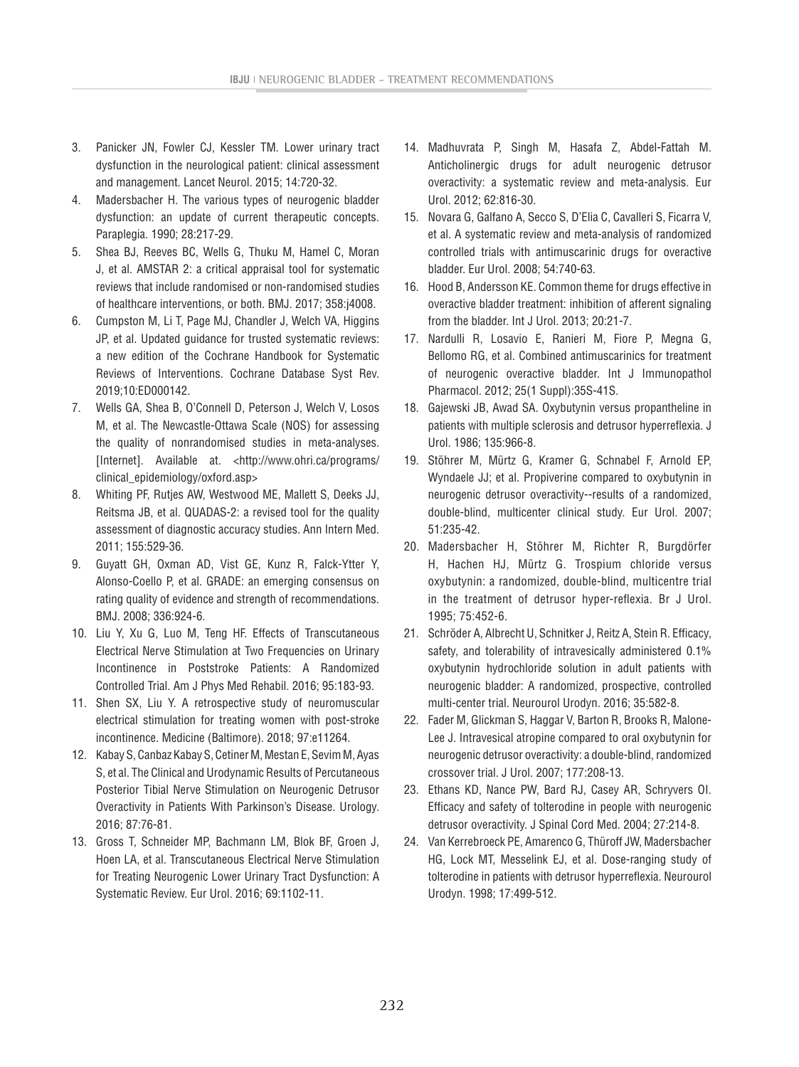3. Panicker JN, Fowler CJ, Kessler TM. Lower urinary tract dysfunction in the neurological patient: clinical assessment and management. Lancet Neurol. 2015; 14:720-32.
4. Madersbacher H. The various types of neurogenic bladder dysfunction: an update of current therapeutic concepts. Paraplegia. 1990; 28:217-29.
5. Shea BJ, Reeves BC, Wells G, Thuku M, Hamel C, Moran J, et al. AMSTAR 2: a critical appraisal tool for systematic reviews that include randomised or non-randomised studies of healthcare interventions, or both. BMJ. 2017; 358:j4008.
6. Cumpston M, Li T, Page MJ, Chandler J, Welch VA, Higgins JP, et al. Updated guidance for trusted systematic reviews: a new edition of the Cochrane Handbook for Systematic Reviews of Interventions. Cochrane Database Syst Rev. 2019;10:ED000142.
7. Wells GA, Shea B, O'Connell D, Peterson J, Welch V, Losos M, et al. The Newcastle-Ottawa Scale (NOS) for assessing the quality of nonrandomised studies in meta-analyses. [Internet]. Available at. <http://www.ohri.ca/programs/clinical_epidemiology/oxford.asp>
8. Whiting PF, Rutjes AW, Westwood ME, Mallett S, Deeks JJ, Reitsma JB, et al. QUADAS-2: a revised tool for the quality assessment of diagnostic accuracy studies. Ann Intern Med. 2011; 155:529-36.
9. Guyatt GH, Oxman AD, Vist GE, Kunz R, Falck-Ytter Y, Alonso-Coello P, et al. GRADE: an emerging consensus on rating quality of evidence and strength of recommendations. BMJ. 2008; 336:924-6.
10. Liu Y, Xu G, Luo M, Teng HF. Effects of Transcutaneous Electrical Nerve Stimulation at Two Frequencies on Urinary Incontinence in Poststroke Patients: A Randomized Controlled Trial. Am J Phys Med Rehabil. 2016; 95:183-93.
11. Shen SX, Liu Y. A retrospective study of neuromuscular electrical stimulation for treating women with post-stroke incontinence. Medicine (Baltimore). 2018; 97:e11264.
12. Kabay S, Canbaz Kabay S, Cetiner M, Mestan E, Sevim M, Ayas S, et al. The Clinical and Urodynamic Results of Percutaneous Posterior Tibial Nerve Stimulation on Neurogenic Detrusor Overactivity in Patients With Parkinson's Disease. Urology. 2016; 87:76-81.
13. Gross T, Schneider MP, Bachmann LM, Blok BF, Groen J, Hoen LA, et al. Transcutaneous Electrical Nerve Stimulation for Treating Neurogenic Lower Urinary Tract Dysfunction: A Systematic Review. Eur Urol. 2016; 69:1102-11.
14. Madhuvrata P, Singh M, Hasafa Z, Abdel-Fattah M. Anticholinergic drugs for adult neurogenic detrusor overactivity: a systematic review and meta-analysis. Eur Urol. 2012; 62:816-30.
15. Novara G, Galfano A, Secco S, D'Elia C, Cavalleri S, Ficarra V, et al. A systematic review and meta-analysis of randomized controlled trials with antimuscarinic drugs for overactive bladder. Eur Urol. 2008; 54:740-63.
16. Hood B, Andersson KE. Common theme for drugs effective in overactive bladder treatment: inhibition of afferent signaling from the bladder. Int J Urol. 2013; 20:21-7.
17. Nardulli R, Losavio E, Ranieri M, Fiore P, Megna G, Bellomo RG, et al. Combined antimuscarinics for treatment of neurogenic overactive bladder. Int J Immunopathol Pharmacol. 2012; 25(1 Suppl):35S-41S.
18. Gajewski JB, Awad SA. Oxybutynin versus propantheline in patients with multiple sclerosis and detrusor hyperreflexia. J Urol. 1986; 135:966-8.
19. Stöhrer M, Mürtz G, Kramer G, Schnabel F, Arnold EP, Wyndaele JJ; et al. Propiverine compared to oxybutynin in neurogenic detrusor overactivity--results of a randomized, double-blind, multicenter clinical study. Eur Urol. 2007; 51:235-42.
20. Madersbacher H, Stöhrer M, Richter R, Burgdörfer H, Hachen HJ, Mürtz G. Trospium chloride versus oxybutynin: a randomized, double-blind, multicentre trial in the treatment of detrusor hyper-reflexia. Br J Urol. 1995; 75:452-6.
21. Schröder A, Albrecht U, Schnitker J, Reitz A, Stein R. Efficacy, safety, and tolerability of intravesically administered 0.1% oxybutynin hydrochloride solution in adult patients with neurogenic bladder: A randomized, prospective, controlled multi-center trial. Neurourol Urodyn. 2016; 35:582-8.
22. Fader M, Glickman S, Haggar V, Barton R, Brooks R, Malone-Lee J. Intravesical atropine compared to oral oxybutynin for neurogenic detrusor overactivity: a double-blind, randomized crossover trial. J Urol. 2007; 177:208-13.
23. Ethans KD, Nance PW, Bard RJ, Casey AR, Schryvers OI. Efficacy and safety of tolterodine in people with neurogenic detrusor overactivity. J Spinal Cord Med. 2004; 27:214-8.
24. Van Kerrebroeck PE, Amarenco G, Thüroff JW, Madersbacher HG, Lock MT, Messelink EJ, et al. Dose-ranging study of tolterodine in patients with detrusor hyperreflexia. Neurourol Urodyn. 1998; 17:499-512.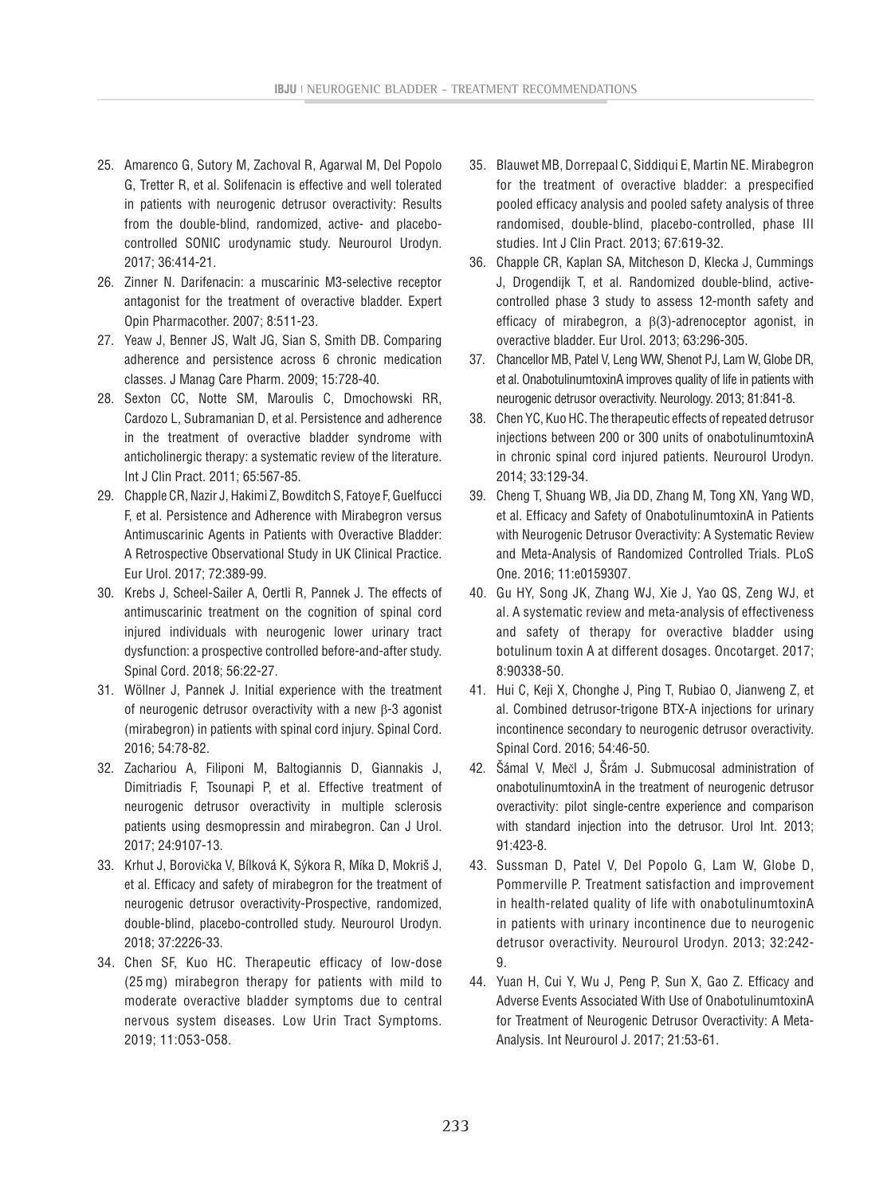25. Amarenco G, Sutory M, Zachoval R, Agarwal M, Del Popolo G, Tretter R, et al. Solifenacin is effective and well tolerated in patients with neurogenic detrusor overactivity: Results from the double-blind, randomized, active- and placebo-controlled SONIC urodynamic study. Neurourol Urodyn. 2017; 36:414-21.
26. Zinner N. Darifenacin: a muscarinic M3-selective receptor antagonist for the treatment of overactive bladder. Expert Opin Pharmacother. 2007; 8:511-23.
27. Yeaw J, Benner JS, Walt JG, Sian S, Smith DB. Comparing adherence and persistence across 6 chronic medication classes. J Manag Care Pharm. 2009; 15:728-40.
28. Sexton CC, Notte SM, Maroulis C, Dmochowski RR, Cardozo L, Subramanian D, et al. Persistence and adherence in the treatment of overactive bladder syndrome with anticholinergic therapy: a systematic review of the literature. Int J Clin Pract. 2011; 65:567-85.
29. Chapple CR, Nazir J, Hakimi Z, Bowditch S, Fatoye F, Guelfucci F, et al. Persistence and Adherence with Mirabegron versus Antimuscarinic Agents in Patients with Overactive Bladder: A Retrospective Observational Study in UK Clinical Practice. Eur Urol. 2017; 72:389-99.
30. Krebs J, Scheel-Sailer A, Oertli R, Pannek J. The effects of antimuscarinic treatment on the cognition of spinal cord injured individuals with neurogenic lower urinary tract dysfunction: a prospective controlled before-and-after study. Spinal Cord. 2018; 56:22-27.
31. Wöllner J, Pannek J. Initial experience with the treatment of neurogenic detrusor overactivity with a new β-3 agonist (mirabegron) in patients with spinal cord injury. Spinal Cord. 2016; 54:78-82.
32. Zachariou A, Filiponi M, Baltogiannis D, Giannakis J, Dimitriadis F, Tsounapi P, et al. Effective treatment of neurogenic detrusor overactivity in multiple sclerosis patients using desmopressin and mirabegron. Can J Urol. 2017; 24:9107-13.
33. Krhut J, Borovička V, Bílková K, Sýkora R, Míka D, Mokriš J, et al. Efficacy and safety of mirabegron for the treatment of neurogenic detrusor overactivity-Prospective, randomized, double-blind, placebo-controlled study. Neurourol Urodyn. 2018; 37:2226-33.
34. Chen SF, Kuo HC. Therapeutic efficacy of low-dose (25 mg) mirabegron therapy for patients with mild to moderate overactive bladder symptoms due to central nervous system diseases. Low Urin Tract Symptoms. 2019; 11:O53-O58.
35. Blauwet MB, Dorrepaal C, Siddiqui E, Martin NE. Mirabegron for the treatment of overactive bladder: a prespecified pooled efficacy analysis and pooled safety analysis of three randomised, double-blind, placebo-controlled, phase III studies. Int J Clin Pract. 2013; 67:619-32.
36. Chapple CR, Kaplan SA, Mitcheson D, Klecka J, Cummings J, Drogendijk T, et al. Randomized double-blind, active-controlled phase 3 study to assess 12-month safety and efficacy of mirabegron, a β(3)-adrenoceptor agonist, in overactive bladder. Eur Urol. 2013; 63:296-305.
37. Chancellor MB, Patel V, Leng WW, Shenot PJ, Lam W, Globe DR, et al. OnabotulinumtoxinA improves quality of life in patients with neurogenic detrusor overactivity. Neurology. 2013; 81:841-8.
38. Chen YC, Kuo HC. The therapeutic effects of repeated detrusor injections between 200 or 300 units of onabotulinumtoxinA in chronic spinal cord injured patients. Neurourol Urodyn. 2014; 33:129-34.
39. Cheng T, Shuang WB, Jia DD, Zhang M, Tong XN, Yang WD, et al. Efficacy and Safety of OnabotulinumtoxinA in Patients with Neurogenic Detrusor Overactivity: A Systematic Review and Meta-Analysis of Randomized Controlled Trials. PLoS One. 2016; 11:e0159307.
40. Gu HY, Song JK, Zhang WJ, Xie J, Yao QS, Zeng WJ, et al. A systematic review and meta-analysis of effectiveness and safety of therapy for overactive bladder using botulinum toxin A at different dosages. Oncotarget. 2017; 8:90338-50.
41. Hui C, Keji X, Chonghe J, Ping T, Rubiao O, Jianweng Z, et al. Combined detrusor-trigone BTX-A injections for urinary incontinence secondary to neurogenic detrusor overactivity. Spinal Cord. 2016; 54:46-50.
42. Šámal V, Mečl J, Šrám J. Submucosal administration of onabotulinumtoxinA in the treatment of neurogenic detrusor overactivity: pilot single-centre experience and comparison with standard injection into the detrusor. Urol Int. 2013; 91:423-8.
43. Sussman D, Patel V, Del Popolo G, Lam W, Globe D, Pommerville P. Treatment satisfaction and improvement in health-related quality of life with onabotulinumtoxinA in patients with urinary incontinence due to neurogenic detrusor overactivity. Neurourol Urodyn. 2013; 32:242-9.
44. Yuan H, Cui Y, Wu J, Peng P, Sun X, Gao Z. Efficacy and Adverse Events Associated With Use of OnabotulinumtoxinA for Treatment of Neurogenic Detrusor Overactivity: A Meta-Analysis. Int Neurourol J. 2017; 21:53-61.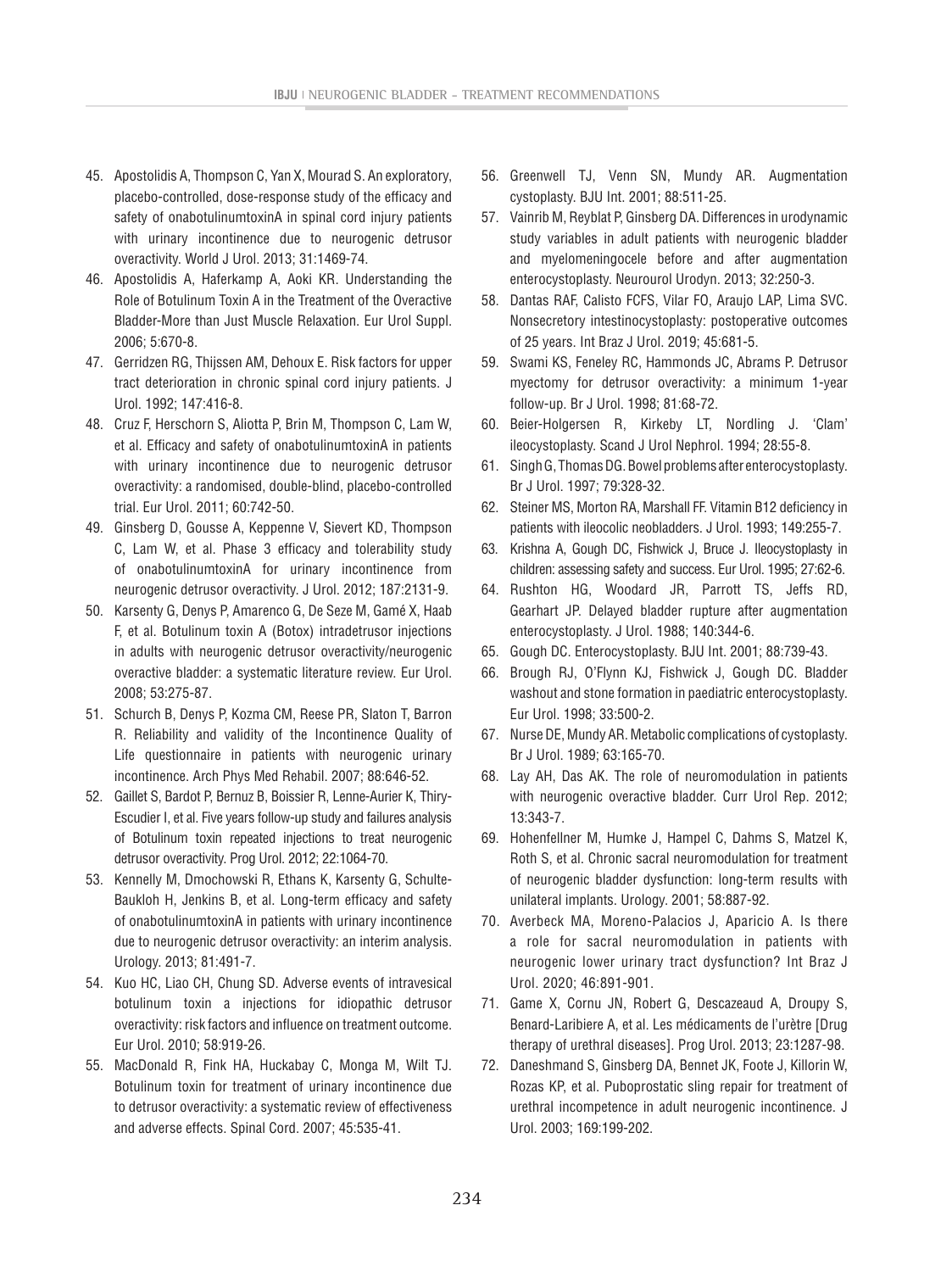45. Apostolidis A, Thompson C, Yan X, Mourad S. An exploratory, placebo-controlled, dose-response study of the efficacy and safety of onabotulinumtoxinA in spinal cord injury patients with urinary incontinence due to neurogenic detrusor overactivity. World J Urol. 2013; 31:1469-74.
46. Apostolidis A, Haferkamp A, Aoki KR. Understanding the Role of Botulinum Toxin A in the Treatment of the Overactive Bladder-More than Just Muscle Relaxation. Eur Urol Suppl. 2006; 5:670-8.
47. Gerridzen RG, Thijssen AM, Dehoux E. Risk factors for upper tract deterioration in chronic spinal cord injury patients. J Urol. 1992; 147:416-8.
48. Cruz F, Herschorn S, Aliotta P, Brin M, Thompson C, Lam W, et al. Efficacy and safety of onabotulinumtoxinA in patients with urinary incontinence due to neurogenic detrusor overactivity: a randomised, double-blind, placebo-controlled trial. Eur Urol. 2011; 60:742-50.
49. Ginsberg D, Gousse A, Keppenne V, Sievert KD, Thompson C, Lam W, et al. Phase 3 efficacy and tolerability study of onabotulinumtoxinA for urinary incontinence from neurogenic detrusor overactivity. J Urol. 2012; 187:2131-9.
50. Karsenty G, Denys P, Amarenco G, De Seze M, Gamé X, Haab F, et al. Botulinum toxin A (Botox) intradetrusor injections in adults with neurogenic detrusor overactivity/neurogenic overactive bladder: a systematic literature review. Eur Urol. 2008; 53:275-87.
51. Schurch B, Denys P, Kozma CM, Reese PR, Slaton T, Barron R. Reliability and validity of the Incontinence Quality of Life questionnaire in patients with neurogenic urinary incontinence. Arch Phys Med Rehabil. 2007; 88:646-52.
52. Gaillet S, Bardot P, Bernuz B, Boissier R, Lenne-Aurier K, Thiry-Escudier I, et al. Five years follow-up study and failures analysis of Botulinum toxin repeated injections to treat neurogenic detrusor overactivity. Prog Urol. 2012; 22:1064-70.
53. Kennelly M, Dmochowski R, Ethans K, Karsenty G, Schulte-Baukloh H, Jenkins B, et al. Long-term efficacy and safety of onabotulinumtoxinA in patients with urinary incontinence due to neurogenic detrusor overactivity: an interim analysis. Urology. 2013; 81:491-7.
54. Kuo HC, Liao CH, Chung SD. Adverse events of intravesical botulinum toxin a injections for idiopathic detrusor overactivity: risk factors and influence on treatment outcome. Eur Urol. 2010; 58:919-26.
55. MacDonald R, Fink HA, Huckabay C, Monga M, Wilt TJ. Botulinum toxin for treatment of urinary incontinence due to detrusor overactivity: a systematic review of effectiveness and adverse effects. Spinal Cord. 2007; 45:535-41.
56. Greenwell TJ, Venn SN, Mundy AR. Augmentation cystoplasty. BJU Int. 2001; 88:511-25.
57. Vainrib M, Reyblat P, Ginsberg DA. Differences in urodynamic study variables in adult patients with neurogenic bladder and myelomeningocele before and after augmentation enterocystoplasty. Neurourol Urodyn. 2013; 32:250-3.
58. Dantas RAF, Calisto FCFS, Vilar FO, Araujo LAP, Lima SVC. Nonsecretory intestinocystoplasty: postoperative outcomes of 25 years. Int Braz J Urol. 2019; 45:681-5.
59. Swami KS, Feneley RC, Hammonds JC, Abrams P. Detrusor myectomy for detrusor overactivity: a minimum 1-year follow-up. Br J Urol. 1998; 81:68-72.
60. Beier-Holgersen R, Kirkeby LT, Nordling J. 'Clam' ileocystoplasty. Scand J Urol Nephrol. 1994; 28:55-8.
61. Singh G, Thomas DG. Bowel problems after enterocystoplasty. Br J Urol. 1997; 79:328-32.
62. Steiner MS, Morton RA, Marshall FF. Vitamin B12 deficiency in patients with ileocolic neobladders. J Urol. 1993; 149:255-7.
63. Krishna A, Gough DC, Fishwick J, Bruce J. Ileocystoplasty in children: assessing safety and success. Eur Urol. 1995; 27:62-6.
64. Rushton HG, Woodard JR, Parrott TS, Jeffs RD, Gearhart JP. Delayed bladder rupture after augmentation enterocystoplasty. J Urol. 1988; 140:344-6.
65. Gough DC. Enterocystoplasty. BJU Int. 2001; 88:739-43.
66. Brough RJ, O'Flynn KJ, Fishwick J, Gough DC. Bladder washout and stone formation in paediatric enterocystoplasty. Eur Urol. 1998; 33:500-2.
67. Nurse DE, Mundy AR. Metabolic complications of cystoplasty. Br J Urol. 1989; 63:165-70.
68. Lay AH, Das AK. The role of neuromodulation in patients with neurogenic overactive bladder. Curr Urol Rep. 2012; 13:343-7.
69. Hohenfellner M, Humke J, Hampel C, Dahms S, Matzel K, Roth S, et al. Chronic sacral neuromodulation for treatment of neurogenic bladder dysfunction: long-term results with unilateral implants. Urology. 2001; 58:887-92.
70. Averbeck MA, Moreno-Palacios J, Aparicio A. Is there a role for sacral neuromodulation in patients with neurogenic lower urinary tract dysfunction? Int Braz J Urol. 2020; 46:891-901.
71. Game X, Cornu JN, Robert G, Descazeaud A, Droupy S, Benard-Laribiere A, et al. Les médicaments de l'urètre [Drug therapy of urethral diseases]. Prog Urol. 2013; 23:1287-98.
72. Daneshmand S, Ginsberg DA, Bennet JK, Foote J, Killorin W, Rozas KP, et al. Puboprostatic sling repair for treatment of urethral incompetence in adult neurogenic incontinence. J Urol. 2003; 169:199-202.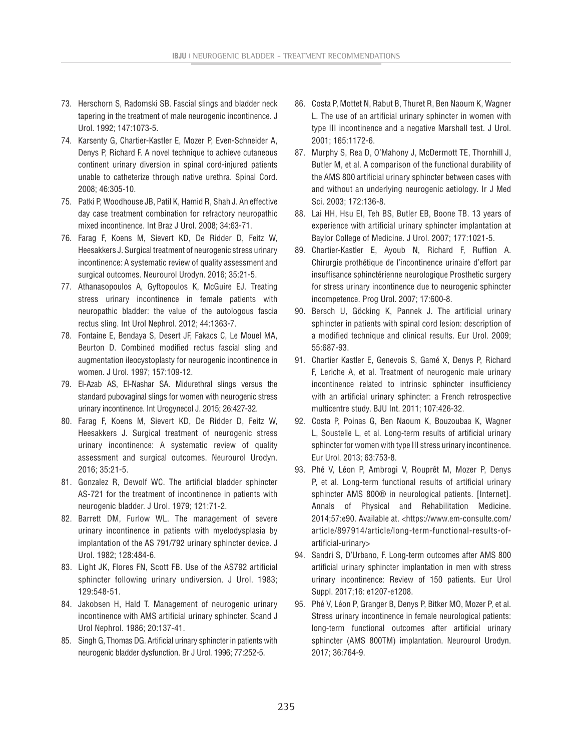73. Herschorn S, Radomski SB. Fascial slings and bladder neck tapering in the treatment of male neurogenic incontinence. J Urol. 1992; 147:1073-5.
74. Karsenty G, Chartier-Kastler E, Mozer P, Even-Schneider A, Denys P, Richard F. A novel technique to achieve cutaneous continent urinary diversion in spinal cord-injured patients unable to catheterize through native urethra. Spinal Cord. 2008; 46:305-10.
75. Patki P, Woodhouse JB, Patil K, Hamid R, Shah J. An effective day case treatment combination for refractory neuropathic mixed incontinence. Int Braz J Urol. 2008; 34:63-71.
76. Farag F, Koens M, Sievert KD, De Ridder D, Feitz W, Heesakkers J. Surgical treatment of neurogenic stress urinary incontinence: A systematic review of quality assessment and surgical outcomes. Neurourol Urodyn. 2016; 35:21-5.
77. Athanasopoulos A, Gyftopoulos K, McGuire EJ. Treating stress urinary incontinence in female patients with neuropathic bladder: the value of the autologous fascia rectus sling. Int Urol Nephrol. 2012; 44:1363-7.
78. Fontaine E, Bendaya S, Desert JF, Fakacs C, Le Mouel MA, Beurton D. Combined modified rectus fascial sling and augmentation ileocystoplasty for neurogenic incontinence in women. J Urol. 1997; 157:109-12.
79. El-Azab AS, El-Nashar SA. Midurethral slings versus the standard pubovaginal slings for women with neurogenic stress urinary incontinence. Int Urogynecol J. 2015; 26:427-32.
80. Farag F, Koens M, Sievert KD, De Ridder D, Feitz W, Heesakkers J. Surgical treatment of neurogenic stress urinary incontinence: A systematic review of quality assessment and surgical outcomes. Neurourol Urodyn. 2016; 35:21-5.
81. Gonzalez R, Dewolf WC. The artificial bladder sphincter AS-721 for the treatment of incontinence in patients with neurogenic bladder. J Urol. 1979; 121:71-2.
82. Barrett DM, Furlow WL. The management of severe urinary incontinence in patients with myelodysplasia by implantation of the AS 791/792 urinary sphincter device. J Urol. 1982; 128:484-6.
83. Light JK, Flores FN, Scott FB. Use of the AS792 artificial sphincter following urinary undiversion. J Urol. 1983; 129:548-51.
84. Jakobsen H, Hald T. Management of neurogenic urinary incontinence with AMS artificial urinary sphincter. Scand J Urol Nephrol. 1986; 20:137-41.
85. Singh G, Thomas DG. Artificial urinary sphincter in patients with neurogenic bladder dysfunction. Br J Urol. 1996; 77:252-5.
86. Costa P, Mottet N, Rabut B, Thuret R, Ben Naoum K, Wagner L. The use of an artificial urinary sphincter in women with type III incontinence and a negative Marshall test. J Urol. 2001; 165:1172-6.
87. Murphy S, Rea D, O'Mahony J, McDermott TE, Thornhill J, Butler M, et al. A comparison of the functional durability of the AMS 800 artificial urinary sphincter between cases with and without an underlying neurogenic aetiology. Ir J Med Sci. 2003; 172:136-8.
88. Lai HH, Hsu EI, Teh BS, Butler EB, Boone TB. 13 years of experience with artificial urinary sphincter implantation at Baylor College of Medicine. J Urol. 2007; 177:1021-5.
89. Chartier-Kastler E, Ayoub N, Richard F, Ruffion A. Chirurgie prothétique de l'incontinence urinaire d'effort par insuffisance sphinctérienne neurologique Prosthetic surgery for stress urinary incontinence due to neurogenic sphincter incompetence. Prog Urol. 2007; 17:600-8.
90. Bersch U, Göcking K, Pannek J. The artificial urinary sphincter in patients with spinal cord lesion: description of a modified technique and clinical results. Eur Urol. 2009; 55:687-93.
91. Chartier Kastler E, Genevois S, Gamé X, Denys P, Richard F, Leriche A, et al. Treatment of neurogenic male urinary incontinence related to intrinsic sphincter insufficiency with an artificial urinary sphincter: a French retrospective multicentre study. BJU Int. 2011; 107:426-32.
92. Costa P, Poinas G, Ben Naoum K, Bouzoubaa K, Wagner L, Soustelle L, et al. Long-term results of artificial urinary sphincter for women with type III stress urinary incontinence. Eur Urol. 2013; 63:753-8.
93. Phé V, Léon P, Ambrogi V, Rouprêt M, Mozer P, Denys P, et al. Long-term functional results of artificial urinary sphincter AMS 800® in neurological patients. [Internet]. Annals of Physical and Rehabilitation Medicine. 2014;57:e90. Available at. <https://www.em-consulte.com/article/897914/article/long-term-functional-results-of-artificial-urinary>
94. Sandri S, D'Urbano, F. Long-term outcomes after AMS 800 artificial urinary sphincter implantation in men with stress urinary incontinence: Review of 150 patients. Eur Urol Suppl. 2017;16: e1207-e1208.
95. Phé V, Léon P, Granger B, Denys P, Bitker MO, Mozer P, et al. Stress urinary incontinence in female neurological patients: long-term functional outcomes after artificial urinary sphincter (AMS 800TM) implantation. Neurourol Urodyn. 2017; 36:764-9.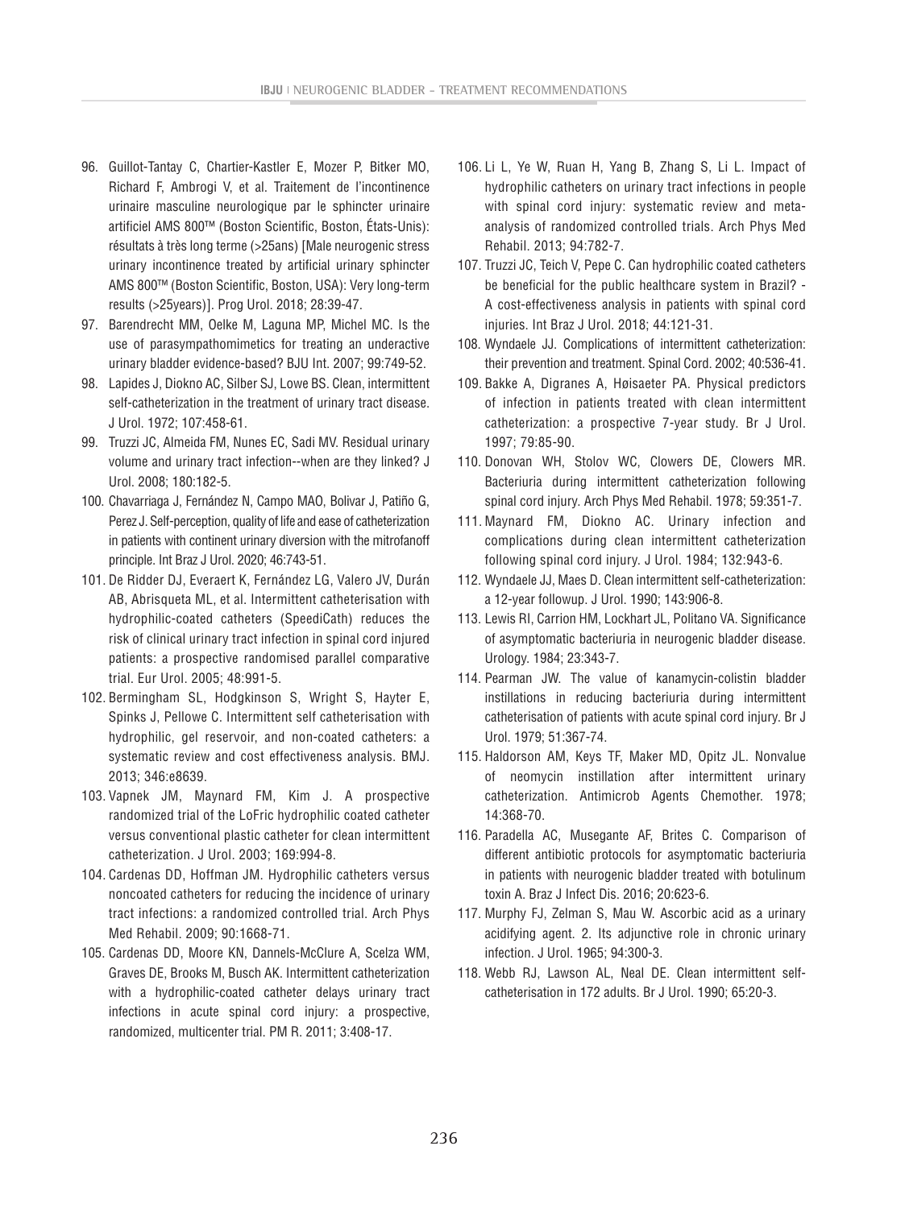96. Guillot-Tantay C, Chartier-Kastler E, Mozer P, Bitker MO, Richard F, Ambrogi V, et al. Traitement de l'incontinence urinaire masculine neurologique par le sphincter urinaire artificiel AMS 800™ (Boston Scientific, Boston, États-Unis): résultats à très long terme (>25ans) [Male neurogenic stress urinary incontinence treated by artificial urinary sphincter AMS 800™ (Boston Scientific, Boston, USA): Very long-term results (>25years)]. Prog Urol. 2018; 28:39-47.
97. Barendrecht MM, Oelke M, Laguna MP, Michel MC. Is the use of parasympathomimetics for treating an underactive urinary bladder evidence-based? BJU Int. 2007; 99:749-52.
98. Lapides J, Diokno AC, Silber SJ, Lowe BS. Clean, intermittent self-catheterization in the treatment of urinary tract disease. J Urol. 1972; 107:458-61.
99. Truzzi JC, Almeida FM, Nunes EC, Sadi MV. Residual urinary volume and urinary tract infection--when are they linked? J Urol. 2008; 180:182-5.
100. Chavarriaga J, Fernández N, Campo MAO, Bolivar J, Patiño G, Perez J. Self-perception, quality of life and ease of catheterization in patients with continent urinary diversion with the mitrofanoff principle. Int Braz J Urol. 2020; 46:743-51.
101. De Ridder DJ, Everaert K, Fernández LG, Valero JV, Durán AB, Abrisqueta ML, et al. Intermittent catheterisation with hydrophilic-coated catheters (SpeediCath) reduces the risk of clinical urinary tract infection in spinal cord injured patients: a prospective randomised parallel comparative trial. Eur Urol. 2005; 48:991-5.
102. Bermingham SL, Hodgkinson S, Wright S, Hayter E, Spinks J, Pellowe C. Intermittent self catheterisation with hydrophilic, gel reservoir, and non-coated catheters: a systematic review and cost effectiveness analysis. BMJ. 2013; 346:e8639.
103. Vapnek JM, Maynard FM, Kim J. A prospective randomized trial of the LoFric hydrophilic coated catheter versus conventional plastic catheter for clean intermittent catheterization. J Urol. 2003; 169:994-8.
104. Cardenas DD, Hoffman JM. Hydrophilic catheters versus noncoated catheters for reducing the incidence of urinary tract infections: a randomized controlled trial. Arch Phys Med Rehabil. 2009; 90:1668-71.
105. Cardenas DD, Moore KN, Dannels-McClure A, Scelza WM, Graves DE, Brooks M, Busch AK. Intermittent catheterization with a hydrophilic-coated catheter delays urinary tract infections in acute spinal cord injury: a prospective, randomized, multicenter trial. PM R. 2011; 3:408-17.
106. Li L, Ye W, Ruan H, Yang B, Zhang S, Li L. Impact of hydrophilic catheters on urinary tract infections in people with spinal cord injury: systematic review and meta-analysis of randomized controlled trials. Arch Phys Med Rehabil. 2013; 94:782-7.
107. Truzzi JC, Teich V, Pepe C. Can hydrophilic coated catheters be beneficial for the public healthcare system in Brazil? - A cost-effectiveness analysis in patients with spinal cord injuries. Int Braz J Urol. 2018; 44:121-31.
108. Wyndaele JJ. Complications of intermittent catheterization: their prevention and treatment. Spinal Cord. 2002; 40:536-41.
109. Bakke A, Digranes A, Høisaeter PA. Physical predictors of infection in patients treated with clean intermittent catheterization: a prospective 7-year study. Br J Urol. 1997; 79:85-90.
110. Donovan WH, Stolov WC, Clowers DE, Clowers MR. Bacteriuria during intermittent catheterization following spinal cord injury. Arch Phys Med Rehabil. 1978; 59:351-7.
111. Maynard FM, Diokno AC. Urinary infection and complications during clean intermittent catheterization following spinal cord injury. J Urol. 1984; 132:943-6.
112. Wyndaele JJ, Maes D. Clean intermittent self-catheterization: a 12-year followup. J Urol. 1990; 143:906-8.
113. Lewis RI, Carrion HM, Lockhart JL, Politano VA. Significance of asymptomatic bacteriuria in neurogenic bladder disease. Urology. 1984; 23:343-7.
114. Pearman JW. The value of kanamycin-colistin bladder instillations in reducing bacteriuria during intermittent catheterisation of patients with acute spinal cord injury. Br J Urol. 1979; 51:367-74.
115. Haldorson AM, Keys TF, Maker MD, Opitz JL. Nonvalue of neomycin instillation after intermittent urinary catheterization. Antimicrob Agents Chemother. 1978; 14:368-70.
116. Paradella AC, Musegante AF, Brites C. Comparison of different antibiotic protocols for asymptomatic bacteriuria in patients with neurogenic bladder treated with botulinum toxin A. Braz J Infect Dis. 2016; 20:623-6.
117. Murphy FJ, Zelman S, Mau W. Ascorbic acid as a urinary acidifying agent. 2. Its adjunctive role in chronic urinary infection. J Urol. 1965; 94:300-3.
118. Webb RJ, Lawson AL, Neal DE. Clean intermittent self-catheterisation in 172 adults. Br J Urol. 1990; 65:20-3.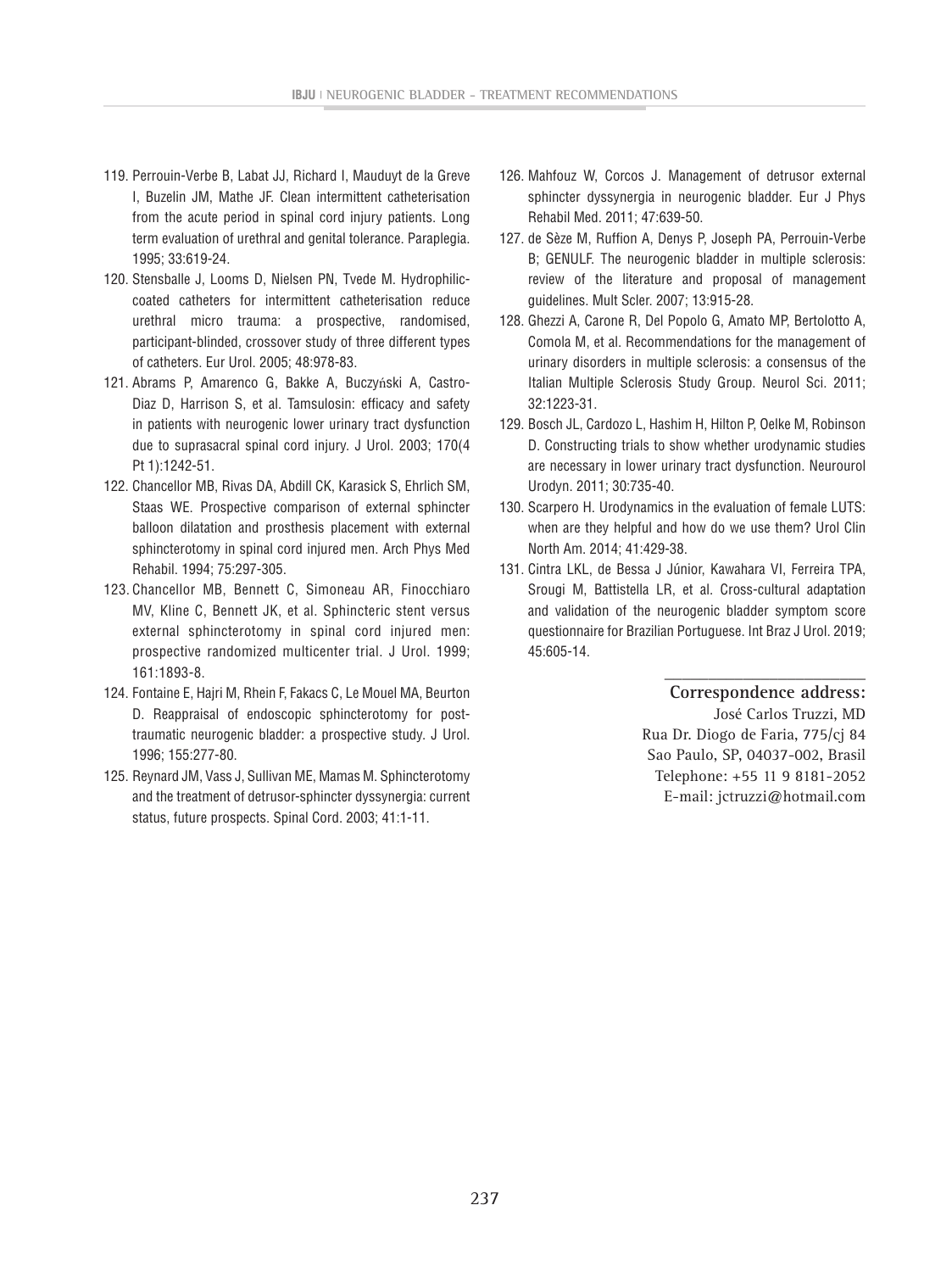119. Perrouin-Verbe B, Labat JJ, Richard I, Mauduyt de la Greve I, Buzelin JM, Mathe JF. Clean intermittent catheterisation from the acute period in spinal cord injury patients. Long term evaluation of urethral and genital tolerance. Paraplegia. 1995; 33:619-24.
120. Stensballe J, Looms D, Nielsen PN, Tvede M. Hydrophilic-coated catheters for intermittent catheterisation reduce urethral micro trauma: a prospective, randomised, participant-blinded, crossover study of three different types of catheters. Eur Urol. 2005; 48:978-83.
121. Abrams P, Amarenco G, Bakke A, Buczyński A, Castro-Diaz D, Harrison S, et al. Tamsulosin: efficacy and safety in patients with neurogenic lower urinary tract dysfunction due to suprasacral spinal cord injury. J Urol. 2003; 170(4 Pt 1):1242-51.
122. Chancellor MB, Rivas DA, Abdill CK, Karasick S, Ehrlich SM, Staas WE. Prospective comparison of external sphincter balloon dilatation and prosthesis placement with external sphincterotomy in spinal cord injured men. Arch Phys Med Rehabil. 1994; 75:297-305.
123. Chancellor MB, Bennett C, Simoneau AR, Finocchiaro MV, Kline C, Bennett JK, et al. Sphincteric stent versus external sphincterotomy in spinal cord injured men: prospective randomized multicenter trial. J Urol. 1999; 161:1893-8.
124. Fontaine E, Hajri M, Rhein F, Fakacs C, Le Mouel MA, Beurton D. Reappraisal of endoscopic sphincterotomy for post-traumatic neurogenic bladder: a prospective study. J Urol. 1996; 155:277-80.
125. Reynard JM, Vass J, Sullivan ME, Mamas M. Sphincterotomy and the treatment of detrusor-sphincter dyssynergia: current status, future prospects. Spinal Cord. 2003; 41:1-11.
126. Mahfouz W, Corcos J. Management of detrusor external sphincter dyssynergia in neurogenic bladder. Eur J Phys Rehabil Med. 2011; 47:639-50.
127. de Sèze M, Ruffion A, Denys P, Joseph PA, Perrouin-Verbe B; GENULF. The neurogenic bladder in multiple sclerosis: review of the literature and proposal of management guidelines. Mult Scler. 2007; 13:915-28.
128. Ghezzi A, Carone R, Del Popolo G, Amato MP, Bertolotto A, Comola M, et al. Recommendations for the management of urinary disorders in multiple sclerosis: a consensus of the Italian Multiple Sclerosis Study Group. Neurol Sci. 2011; 32:1223-31.
129. Bosch JL, Cardozo L, Hashim H, Hilton P, Oelke M, Robinson D. Constructing trials to show whether urodynamic studies are necessary in lower urinary tract dysfunction. Neurourol Urodyn. 2011; 30:735-40.
130. Scarpero H. Urodynamics in the evaluation of female LUTS: when are they helpful and how do we use them? Urol Clin North Am. 2014; 41:429-38.
131. Cintra LKL, de Bessa J Júnior, Kawahara VI, Ferreira TPA, Srougi M, Battistella LR, et al. Cross-cultural adaptation and validation of the neurogenic bladder symptom score questionnaire for Brazilian Portuguese. Int Braz J Urol. 2019; 45:605-14.

**Correspondence address:**
José Carlos Truzzi, MD
Rua Dr. Diogo de Faria, 775/cj 84
Sao Paulo, SP, 04037-002, Brasil
Telephone: +55 11 9 8181-2052
E-mail: jctruzzi@hotmail.com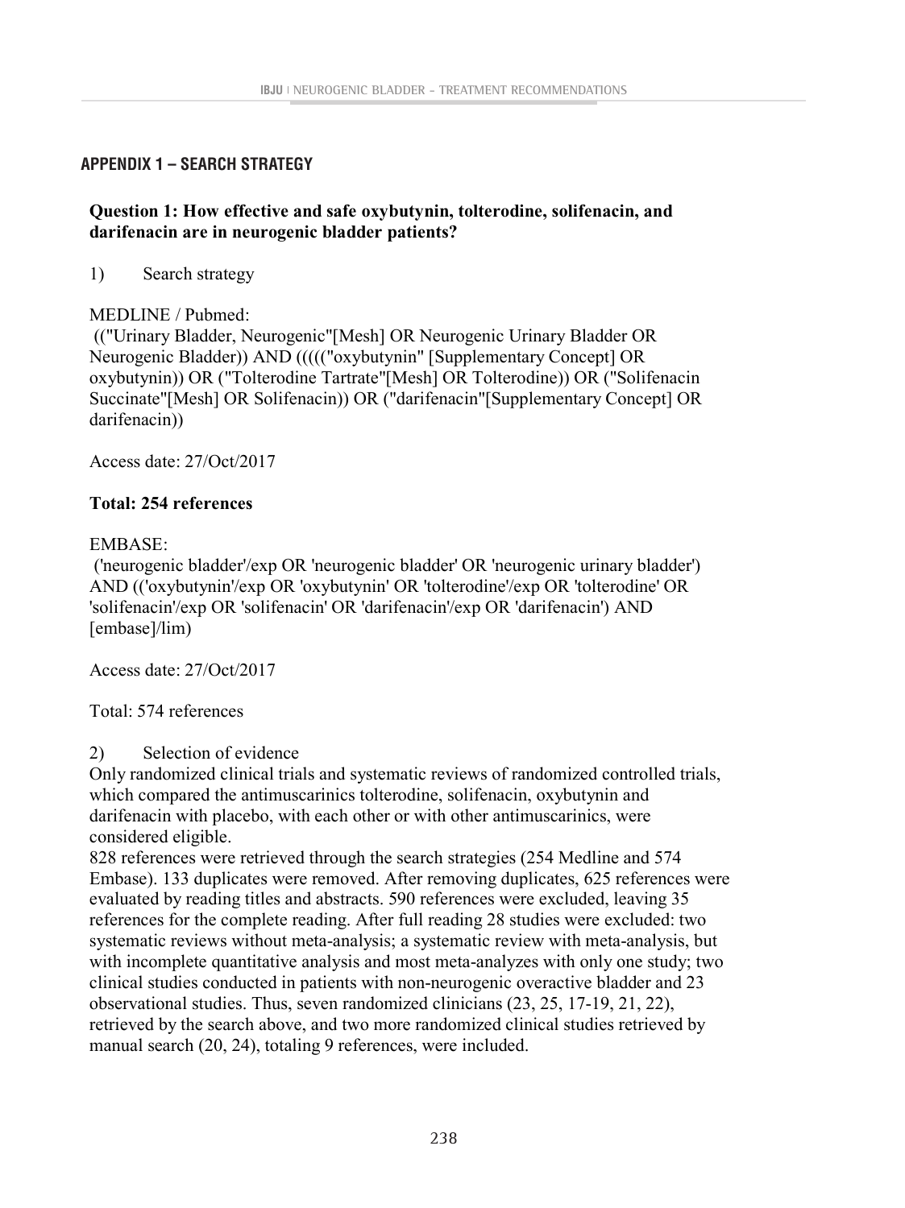## APPENDIX 1 – SEARCH STRATEGY

**Question 1: How effective and safe oxybutynin, tolterodine, solifenacin, and darifenacin are in neurogenic bladder patients?**

1) Search strategy

MEDLINE / Pubmed:
(("Urinary Bladder, Neurogenic"[Mesh] OR Neurogenic Urinary Bladder OR Neurogenic Bladder)) AND ((((("oxybutynin" [Supplementary Concept] OR oxybutynin)) OR ("Tolterodine Tartrate"[Mesh] OR Tolterodine)) OR ("Solifenacin Succinate"[Mesh] OR Solifenacin)) OR ("darifenacin"[Supplementary Concept] OR darifenacin))

Access date: 27/Oct/2017

**Total: 254 references**

EMBASE:
('neurogenic bladder'/exp OR 'neurogenic bladder' OR 'neurogenic urinary bladder') AND (('oxybutynin'/exp OR 'oxybutynin' OR 'tolterodine'/exp OR 'tolterodine' OR 'solifenacin'/exp OR 'solifenacin' OR 'darifenacin'/exp OR 'darifenacin') AND [embase]/lim)

Access date: 27/Oct/2017

Total: 574 references

2) Selection of evidence

Only randomized clinical trials and systematic reviews of randomized controlled trials, which compared the antimuscarinics tolterodine, solifenacin, oxybutynin and darifenacin with placebo, with each other or with other antimuscarinics, were considered eligible.

828 references were retrieved through the search strategies (254 Medline and 574 Embase). 133 duplicates were removed. After removing duplicates, 625 references were evaluated by reading titles and abstracts. 590 references were excluded, leaving 35 references for the complete reading. After full reading 28 studies were excluded: two systematic reviews without meta-analysis; a systematic review with meta-analysis, but with incomplete quantitative analysis and most meta-analyzes with only one study; two clinical studies conducted in patients with non-neurogenic overactive bladder and 23 observational studies. Thus, seven randomized clinicians (23, 25, 17-19, 21, 22), retrieved by the search above, and two more randomized clinical studies retrieved by manual search (20, 24), totaling 9 references, were included.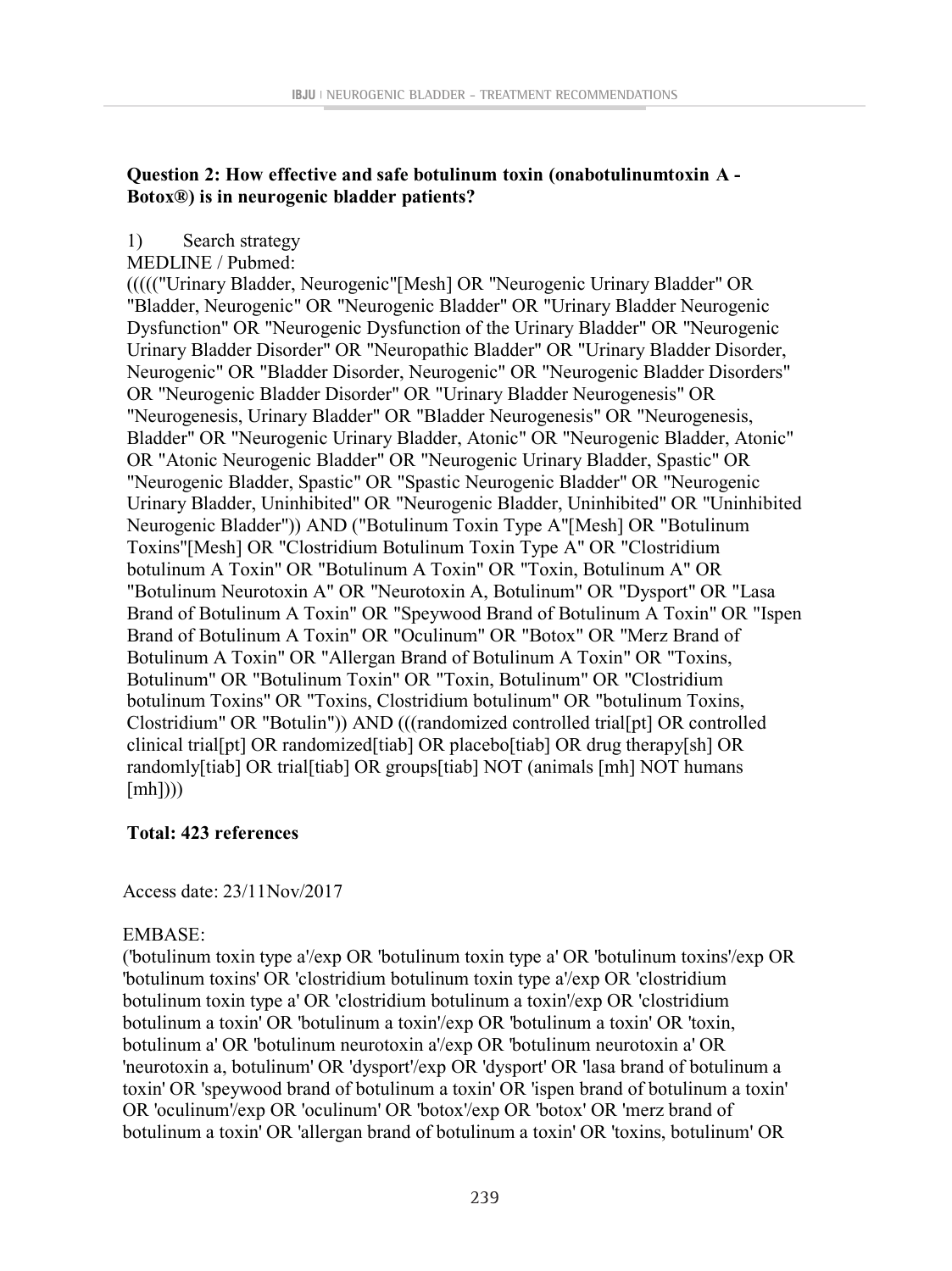**Question 2: How effective and safe botulinum toxin (onabotulinumtoxin A - Botox®) is in neurogenic bladder patients?**

1) Search strategy

MEDLINE / Pubmed:

((((("Urinary Bladder, Neurogenic"[Mesh] OR "Neurogenic Urinary Bladder" OR "Bladder, Neurogenic" OR "Neurogenic Bladder" OR "Urinary Bladder Neurogenic Dysfunction" OR "Neurogenic Dysfunction of the Urinary Bladder" OR "Neurogenic Urinary Bladder Disorder" OR "Neuropathic Bladder" OR "Urinary Bladder Disorder, Neurogenic" OR "Bladder Disorder, Neurogenic" OR "Neurogenic Bladder Disorders" OR "Neurogenic Bladder Disorder" OR "Urinary Bladder Neurogenesis" OR "Neurogenesis, Urinary Bladder" OR "Bladder Neurogenesis" OR "Neurogenesis, Bladder" OR "Neurogenic Urinary Bladder, Atonic" OR "Neurogenic Bladder, Atonic" OR "Atonic Neurogenic Bladder" OR "Neurogenic Urinary Bladder, Spastic" OR "Neurogenic Bladder, Spastic" OR "Spastic Neurogenic Bladder" OR "Neurogenic Urinary Bladder, Uninhibited" OR "Neurogenic Bladder, Uninhibited" OR "Uninhibited Neurogenic Bladder")) AND ("Botulinum Toxin Type A"[Mesh] OR "Botulinum Toxins"[Mesh] OR "Clostridium Botulinum Toxin Type A" OR "Clostridium botulinum A Toxin" OR "Botulinum A Toxin" OR "Toxin, Botulinum A" OR "Botulinum Neurotoxin A" OR "Neurotoxin A, Botulinum" OR "Dysport" OR "Lasa Brand of Botulinum A Toxin" OR "Speywood Brand of Botulinum A Toxin" OR "Ispen Brand of Botulinum A Toxin" OR "Oculinum" OR "Botox" OR "Merz Brand of Botulinum A Toxin" OR "Allergan Brand of Botulinum A Toxin" OR "Toxins, Botulinum" OR "Botulinum Toxin" OR "Toxin, Botulinum" OR "Clostridium botulinum Toxins" OR "Toxins, Clostridium botulinum" OR "botulinum Toxins, Clostridium" OR "Botulin")) AND (((randomized controlled trial[pt] OR controlled clinical trial[pt] OR randomized[tiab] OR placebo[tiab] OR drug therapy[sh] OR randomly[tiab] OR trial[tiab] OR groups[tiab] NOT (animals [mh] NOT humans [mh])))

**Total: 423 references**

Access date: 23/11Nov/2017

EMBASE:

('botulinum toxin type a'/exp OR 'botulinum toxin type a' OR 'botulinum toxins'/exp OR 'botulinum toxins' OR 'clostridium botulinum toxin type a'/exp OR 'clostridium botulinum toxin type a' OR 'clostridium botulinum a toxin'/exp OR 'clostridium botulinum a toxin' OR 'botulinum a toxin'/exp OR 'botulinum a toxin' OR 'toxin, botulinum a' OR 'botulinum neurotoxin a'/exp OR 'botulinum neurotoxin a' OR 'neurotoxin a, botulinum' OR 'dysport'/exp OR 'dysport' OR 'lasa brand of botulinum a toxin' OR 'speywood brand of botulinum a toxin' OR 'ispen brand of botulinum a toxin' OR 'oculinum'/exp OR 'oculinum' OR 'botox'/exp OR 'botox' OR 'merz brand of botulinum a toxin' OR 'allergan brand of botulinum a toxin' OR 'toxins, botulinum' OR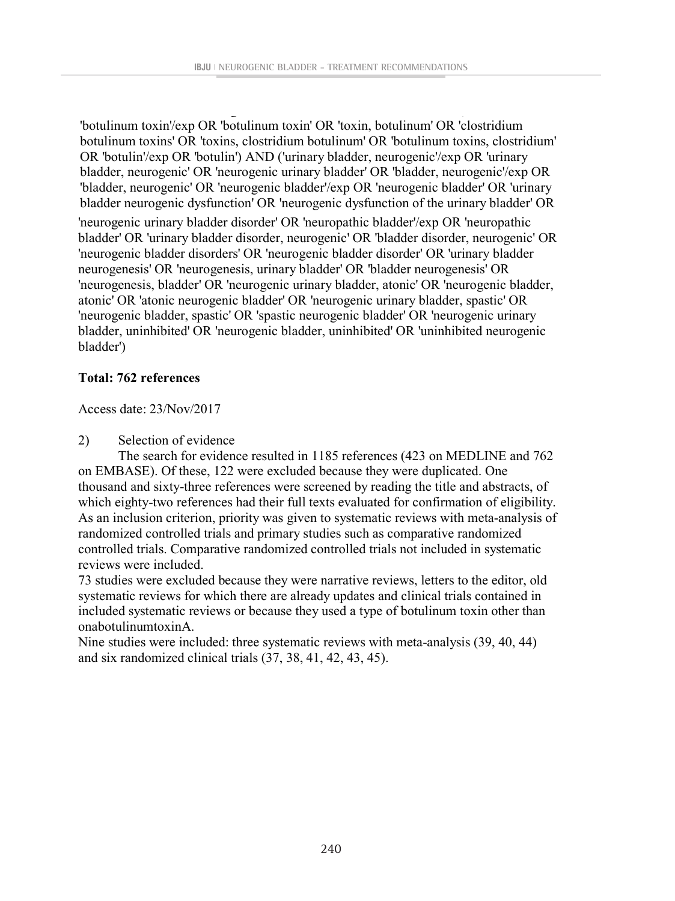'botulinum toxin'/exp OR 'botulinum toxin' OR 'toxin, botulinum' OR 'clostridium botulinum toxins' OR 'toxins, clostridium botulinum' OR 'botulinum toxins, clostridium' OR 'botulin'/exp OR 'botulin') AND ('urinary bladder, neurogenic'/exp OR 'urinary bladder, neurogenic' OR 'neurogenic urinary bladder' OR 'bladder, neurogenic'/exp OR 'bladder, neurogenic' OR 'neurogenic bladder'/exp OR 'neurogenic bladder' OR 'urinary bladder neurogenic dysfunction' OR 'neurogenic dysfunction of the urinary bladder' OR 'neurogenic urinary bladder disorder' OR 'neuropathic bladder'/exp OR 'neuropathic bladder' OR 'urinary bladder disorder, neurogenic' OR 'bladder disorder, neurogenic' OR 'neurogenic bladder disorders' OR 'neurogenic bladder disorder' OR 'urinary bladder neurogenesis' OR 'neurogenesis, urinary bladder' OR 'bladder neurogenesis' OR 'neurogenesis, bladder' OR 'neurogenic urinary bladder, atonic' OR 'neurogenic bladder, atonic' OR 'atonic neurogenic bladder' OR 'neurogenic urinary bladder, spastic' OR 'neurogenic bladder, spastic' OR 'spastic neurogenic bladder' OR 'neurogenic urinary bladder, uninhibited' OR 'neurogenic bladder, uninhibited' OR 'uninhibited neurogenic bladder')

**Total: 762 references**

Access date: 23/Nov/2017

2) Selection of evidence

The search for evidence resulted in 1185 references (423 on MEDLINE and 762 on EMBASE). Of these, 122 were excluded because they were duplicated. One thousand and sixty-three references were screened by reading the title and abstracts, of which eighty-two references had their full texts evaluated for confirmation of eligibility. As an inclusion criterion, priority was given to systematic reviews with meta-analysis of randomized controlled trials and primary studies such as comparative randomized controlled trials. Comparative randomized controlled trials not included in systematic reviews were included.

73 studies were excluded because they were narrative reviews, letters to the editor, old systematic reviews for which there are already updates and clinical trials contained in included systematic reviews or because they used a type of botulinum toxin other than onabotulinumtoxinA.

Nine studies were included: three systematic reviews with meta-analysis (39, 40, 44) and six randomized clinical trials (37, 38, 41, 42, 43, 45).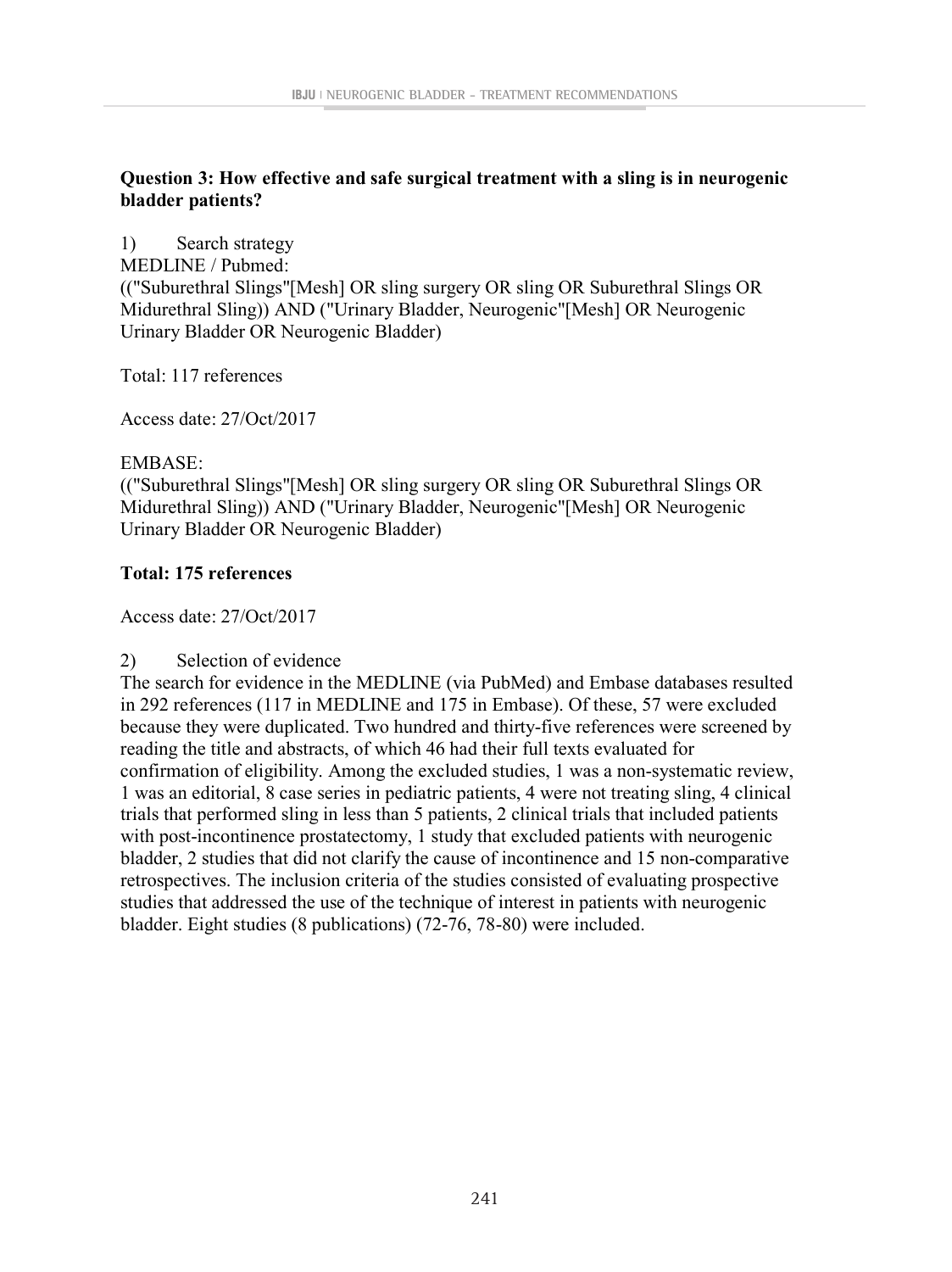**Question 3: How effective and safe surgical treatment with a sling is in neurogenic bladder patients?**

1) Search strategy

MEDLINE / Pubmed:

(("Suburethral Slings"[Mesh] OR sling surgery OR sling OR Suburethral Slings OR Midurethral Sling)) AND ("Urinary Bladder, Neurogenic"[Mesh] OR Neurogenic Urinary Bladder OR Neurogenic Bladder)

Total: 117 references

Access date: 27/Oct/2017

EMBASE:

(("Suburethral Slings"[Mesh] OR sling surgery OR sling OR Suburethral Slings OR Midurethral Sling)) AND ("Urinary Bladder, Neurogenic"[Mesh] OR Neurogenic Urinary Bladder OR Neurogenic Bladder)

**Total: 175 references**

Access date: 27/Oct/2017

2) Selection of evidence

The search for evidence in the MEDLINE (via PubMed) and Embase databases resulted in 292 references (117 in MEDLINE and 175 in Embase). Of these, 57 were excluded because they were duplicated. Two hundred and thirty-five references were screened by reading the title and abstracts, of which 46 had their full texts evaluated for confirmation of eligibility. Among the excluded studies, 1 was a non-systematic review, 1 was an editorial, 8 case series in pediatric patients, 4 were not treating sling, 4 clinical trials that performed sling in less than 5 patients, 2 clinical trials that included patients with post-incontinence prostatectomy, 1 study that excluded patients with neurogenic bladder, 2 studies that did not clarify the cause of incontinence and 15 non-comparative retrospectives. The inclusion criteria of the studies consisted of evaluating prospective studies that addressed the use of the technique of interest in patients with neurogenic bladder. Eight studies (8 publications) (72-76, 78-80) were included.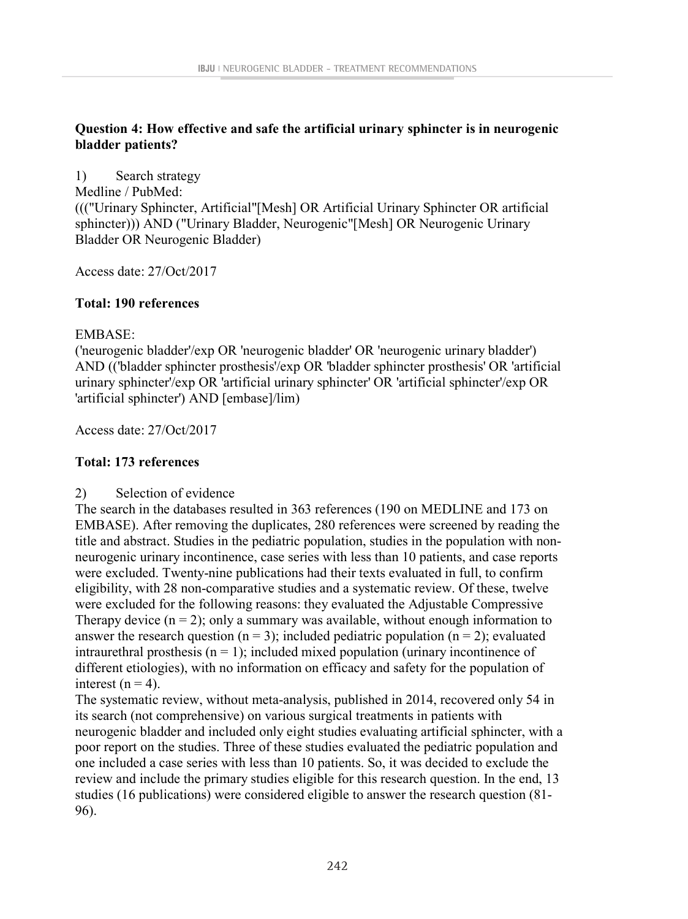**Question 4: How effective and safe the artificial urinary sphincter is in neurogenic bladder patients?**

1) Search strategy

Medline / PubMed:

((("Urinary Sphincter, Artificial"[Mesh] OR Artificial Urinary Sphincter OR artificial sphincter))) AND ("Urinary Bladder, Neurogenic"[Mesh] OR Neurogenic Urinary Bladder OR Neurogenic Bladder)

Access date: 27/Oct/2017

**Total: 190 references**

EMBASE:

('neurogenic bladder'/exp OR 'neurogenic bladder' OR 'neurogenic urinary bladder') AND (('bladder sphincter prosthesis'/exp OR 'bladder sphincter prosthesis' OR 'artificial urinary sphincter'/exp OR 'artificial urinary sphincter' OR 'artificial sphincter'/exp OR 'artificial sphincter') AND [embase]/lim)

Access date: 27/Oct/2017

**Total: 173 references**

2) Selection of evidence

The search in the databases resulted in 363 references (190 on MEDLINE and 173 on EMBASE). After removing the duplicates, 280 references were screened by reading the title and abstract. Studies in the pediatric population, studies in the population with non-neurogenic urinary incontinence, case series with less than 10 patients, and case reports were excluded. Twenty-nine publications had their texts evaluated in full, to confirm eligibility, with 28 non-comparative studies and a systematic review. Of these, twelve were excluded for the following reasons: they evaluated the Adjustable Compressive Therapy device (n = 2); only a summary was available, without enough information to answer the research question (n = 3); included pediatric population (n = 2); evaluated intraurethral prosthesis (n = 1); included mixed population (urinary incontinence of different etiologies), with no information on efficacy and safety for the population of interest (n = 4).

The systematic review, without meta-analysis, published in 2014, recovered only 54 in its search (not comprehensive) on various surgical treatments in patients with neurogenic bladder and included only eight studies evaluating artificial sphincter, with a poor report on the studies. Three of these studies evaluated the pediatric population and one included a case series with less than 10 patients. So, it was decided to exclude the review and include the primary studies eligible for this research question. In the end, 13 studies (16 publications) were considered eligible to answer the research question (81-96).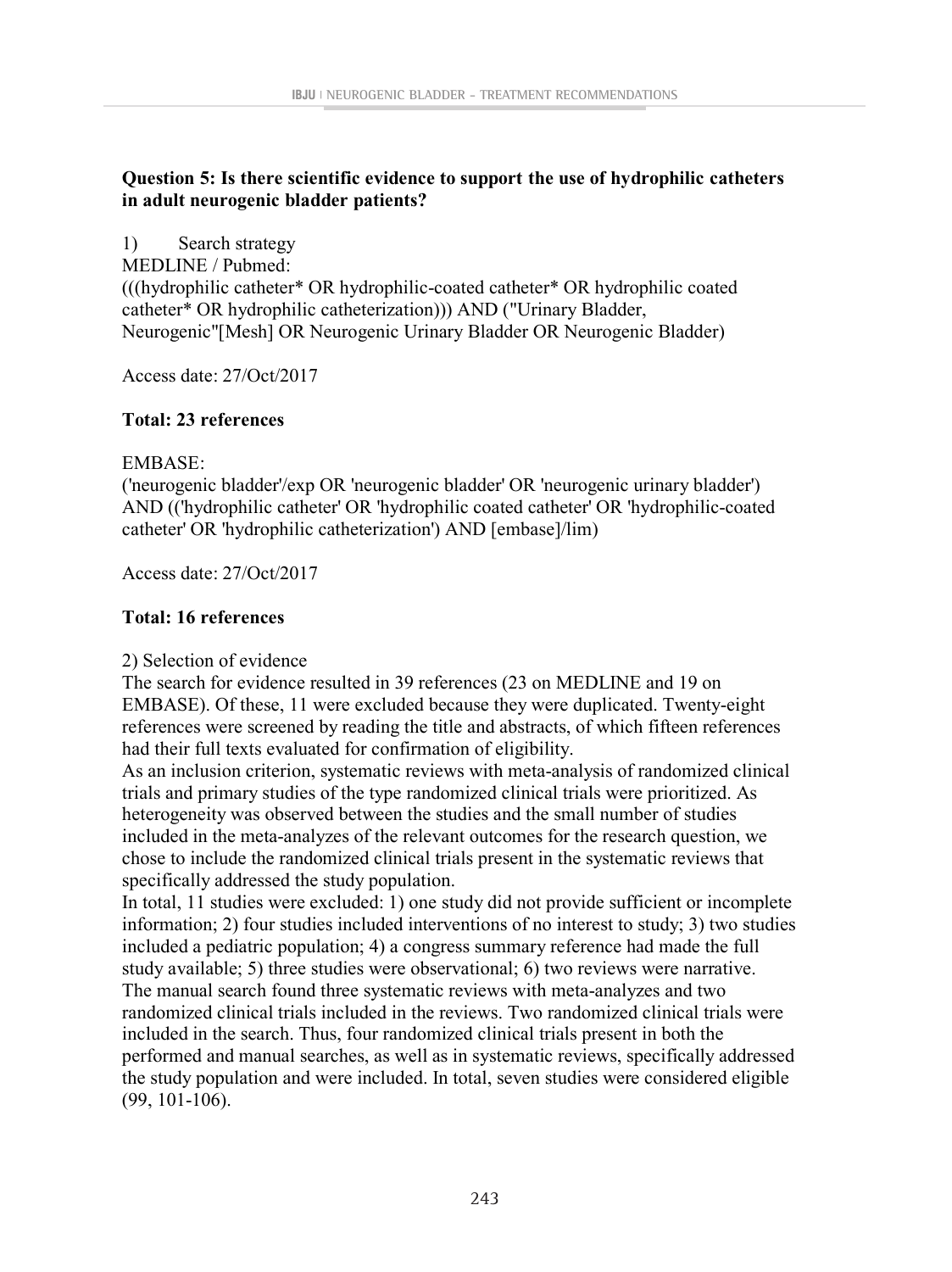**Question 5: Is there scientific evidence to support the use of hydrophilic catheters in adult neurogenic bladder patients?**

1) Search strategy

MEDLINE / Pubmed:

(((hydrophilic catheter* OR hydrophilic-coated catheter* OR hydrophilic coated catheter* OR hydrophilic catheterization))) AND ("Urinary Bladder, Neurogenic"[Mesh] OR Neurogenic Urinary Bladder OR Neurogenic Bladder)

Access date: 27/Oct/2017

**Total: 23 references**

EMBASE:

('neurogenic bladder'/exp OR 'neurogenic bladder' OR 'neurogenic urinary bladder') AND (('hydrophilic catheter' OR 'hydrophilic coated catheter' OR 'hydrophilic-coated catheter' OR 'hydrophilic catheterization') AND [embase]/lim)

Access date: 27/Oct/2017

**Total: 16 references**

2) Selection of evidence

The search for evidence resulted in 39 references (23 on MEDLINE and 19 on EMBASE). Of these, 11 were excluded because they were duplicated. Twenty-eight references were screened by reading the title and abstracts, of which fifteen references had their full texts evaluated for confirmation of eligibility.

As an inclusion criterion, systematic reviews with meta-analysis of randomized clinical trials and primary studies of the type randomized clinical trials were prioritized. As heterogeneity was observed between the studies and the small number of studies included in the meta-analyzes of the relevant outcomes for the research question, we chose to include the randomized clinical trials present in the systematic reviews that specifically addressed the study population.

In total, 11 studies were excluded: 1) one study did not provide sufficient or incomplete information; 2) four studies included interventions of no interest to study; 3) two studies included a pediatric population; 4) a congress summary reference had made the full study available; 5) three studies were observational; 6) two reviews were narrative.

The manual search found three systematic reviews with meta-analyzes and two randomized clinical trials included in the reviews. Two randomized clinical trials were included in the search. Thus, four randomized clinical trials present in both the performed and manual searches, as well as in systematic reviews, specifically addressed the study population and were included. In total, seven studies were considered eligible (99, 101-106).